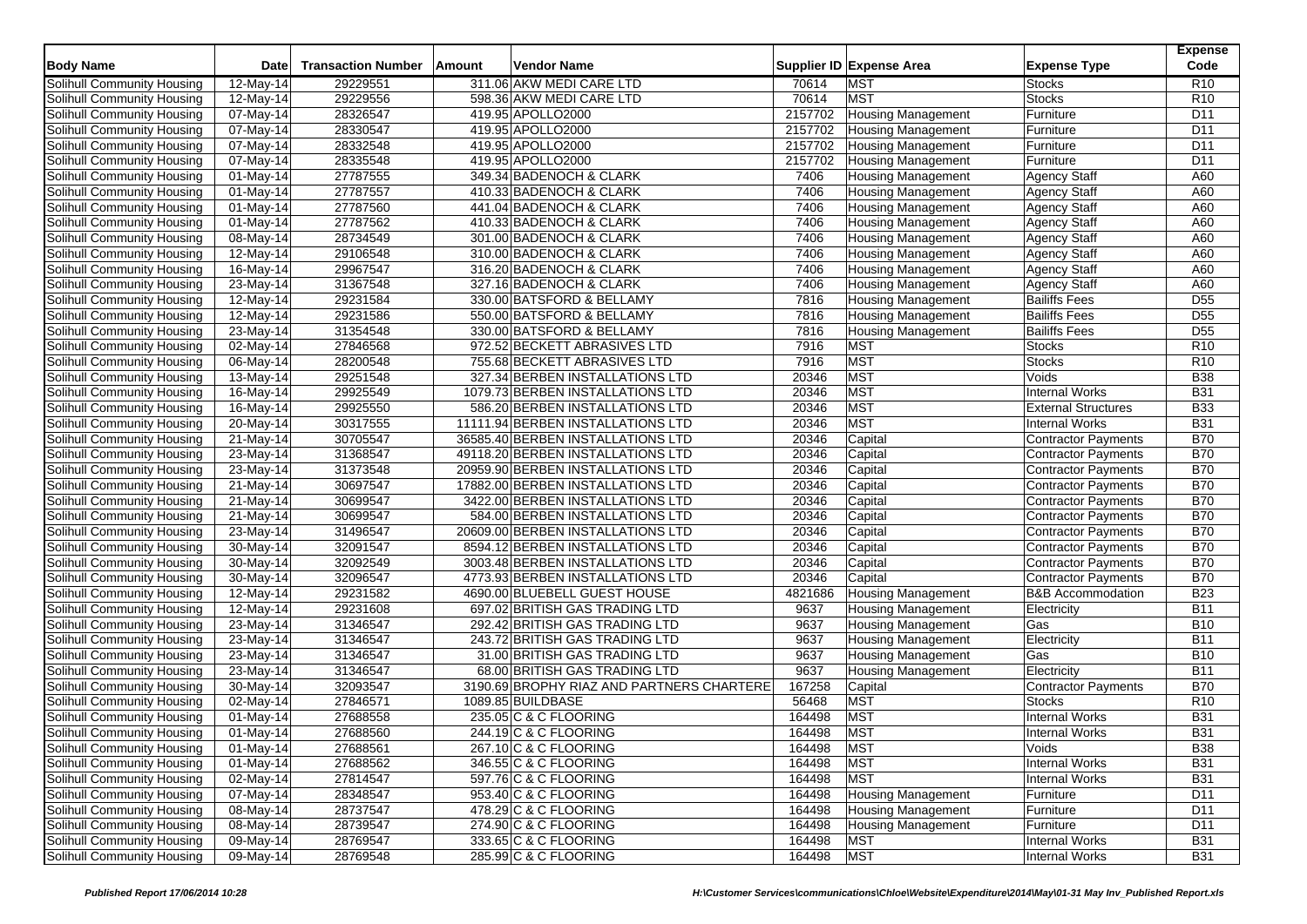| Body Name | Date | Transaction Number | Amount | Vendor Name | Supplier ID | Expense Area | Expense Type | Expense Code |
|---|---|---|---|---|---|---|---|---|
| Solihull Community Housing | 12-May-14 | 29229551 | 311.06 | AKW MEDI CARE LTD | 70614 | MST | Stocks | R10 |
| Solihull Community Housing | 12-May-14 | 29229556 | 598.36 | AKW MEDI CARE LTD | 70614 | MST | Stocks | R10 |
| Solihull Community Housing | 07-May-14 | 28326547 | 419.95 | APOLLO2000 | 2157702 | Housing Management | Furniture | D11 |
| Solihull Community Housing | 07-May-14 | 28330547 | 419.95 | APOLLO2000 | 2157702 | Housing Management | Furniture | D11 |
| Solihull Community Housing | 07-May-14 | 28332548 | 419.95 | APOLLO2000 | 2157702 | Housing Management | Furniture | D11 |
| Solihull Community Housing | 07-May-14 | 28335548 | 419.95 | APOLLO2000 | 2157702 | Housing Management | Furniture | D11 |
| Solihull Community Housing | 01-May-14 | 27787555 | 349.34 | BADENOCH & CLARK | 7406 | Housing Management | Agency Staff | A60 |
| Solihull Community Housing | 01-May-14 | 27787557 | 410.33 | BADENOCH & CLARK | 7406 | Housing Management | Agency Staff | A60 |
| Solihull Community Housing | 01-May-14 | 27787560 | 441.04 | BADENOCH & CLARK | 7406 | Housing Management | Agency Staff | A60 |
| Solihull Community Housing | 01-May-14 | 27787562 | 410.33 | BADENOCH & CLARK | 7406 | Housing Management | Agency Staff | A60 |
| Solihull Community Housing | 08-May-14 | 28734549 | 301.00 | BADENOCH & CLARK | 7406 | Housing Management | Agency Staff | A60 |
| Solihull Community Housing | 12-May-14 | 29106548 | 310.00 | BADENOCH & CLARK | 7406 | Housing Management | Agency Staff | A60 |
| Solihull Community Housing | 16-May-14 | 29967547 | 316.20 | BADENOCH & CLARK | 7406 | Housing Management | Agency Staff | A60 |
| Solihull Community Housing | 23-May-14 | 31367548 | 327.16 | BADENOCH & CLARK | 7406 | Housing Management | Agency Staff | A60 |
| Solihull Community Housing | 12-May-14 | 29231584 | 330.00 | BATSFORD & BELLAMY | 7816 | Housing Management | Bailiffs Fees | D55 |
| Solihull Community Housing | 12-May-14 | 29231586 | 550.00 | BATSFORD & BELLAMY | 7816 | Housing Management | Bailiffs Fees | D55 |
| Solihull Community Housing | 23-May-14 | 31354548 | 330.00 | BATSFORD & BELLAMY | 7816 | Housing Management | Bailiffs Fees | D55 |
| Solihull Community Housing | 02-May-14 | 27846568 | 972.52 | BECKETT ABRASIVES LTD | 7916 | MST | Stocks | R10 |
| Solihull Community Housing | 06-May-14 | 28200548 | 755.68 | BECKETT ABRASIVES LTD | 7916 | MST | Stocks | R10 |
| Solihull Community Housing | 13-May-14 | 29251548 | 327.34 | BERBEN INSTALLATIONS LTD | 20346 | MST | Voids | B38 |
| Solihull Community Housing | 16-May-14 | 29925549 | 1079.73 | BERBEN INSTALLATIONS LTD | 20346 | MST | Internal Works | B31 |
| Solihull Community Housing | 16-May-14 | 29925550 | 586.20 | BERBEN INSTALLATIONS LTD | 20346 | MST | External Structures | B33 |
| Solihull Community Housing | 20-May-14 | 30317555 | 11111.94 | BERBEN INSTALLATIONS LTD | 20346 | MST | Internal Works | B31 |
| Solihull Community Housing | 21-May-14 | 30705547 | 36585.40 | BERBEN INSTALLATIONS LTD | 20346 | Capital | Contractor Payments | B70 |
| Solihull Community Housing | 23-May-14 | 31368547 | 49118.20 | BERBEN INSTALLATIONS LTD | 20346 | Capital | Contractor Payments | B70 |
| Solihull Community Housing | 23-May-14 | 31373548 | 20959.90 | BERBEN INSTALLATIONS LTD | 20346 | Capital | Contractor Payments | B70 |
| Solihull Community Housing | 21-May-14 | 30697547 | 17882.00 | BERBEN INSTALLATIONS LTD | 20346 | Capital | Contractor Payments | B70 |
| Solihull Community Housing | 21-May-14 | 30699547 | 3422.00 | BERBEN INSTALLATIONS LTD | 20346 | Capital | Contractor Payments | B70 |
| Solihull Community Housing | 21-May-14 | 30699547 | 584.00 | BERBEN INSTALLATIONS LTD | 20346 | Capital | Contractor Payments | B70 |
| Solihull Community Housing | 23-May-14 | 31496547 | 20609.00 | BERBEN INSTALLATIONS LTD | 20346 | Capital | Contractor Payments | B70 |
| Solihull Community Housing | 30-May-14 | 32091547 | 8594.12 | BERBEN INSTALLATIONS LTD | 20346 | Capital | Contractor Payments | B70 |
| Solihull Community Housing | 30-May-14 | 32092549 | 3003.48 | BERBEN INSTALLATIONS LTD | 20346 | Capital | Contractor Payments | B70 |
| Solihull Community Housing | 30-May-14 | 32096547 | 4773.93 | BERBEN INSTALLATIONS LTD | 20346 | Capital | Contractor Payments | B70 |
| Solihull Community Housing | 12-May-14 | 29231582 | 4690.00 | BLUEBELL GUEST HOUSE | 4821686 | Housing Management | B&B Accommodation | B23 |
| Solihull Community Housing | 12-May-14 | 29231608 | 697.02 | BRITISH GAS TRADING LTD | 9637 | Housing Management | Electricity | B11 |
| Solihull Community Housing | 23-May-14 | 31346547 | 292.42 | BRITISH GAS TRADING LTD | 9637 | Housing Management | Gas | B10 |
| Solihull Community Housing | 23-May-14 | 31346547 | 243.72 | BRITISH GAS TRADING LTD | 9637 | Housing Management | Electricity | B11 |
| Solihull Community Housing | 23-May-14 | 31346547 | 31.00 | BRITISH GAS TRADING LTD | 9637 | Housing Management | Gas | B10 |
| Solihull Community Housing | 23-May-14 | 31346547 | 68.00 | BRITISH GAS TRADING LTD | 9637 | Housing Management | Electricity | B11 |
| Solihull Community Housing | 30-May-14 | 32093547 | 3190.69 | BROPHY RIAZ AND PARTNERS CHARTERE | 167258 | Capital | Contractor Payments | B70 |
| Solihull Community Housing | 02-May-14 | 27846571 | 1089.85 | BUILDBASE | 56468 | MST | Stocks | R10 |
| Solihull Community Housing | 01-May-14 | 27688558 | 235.05 | C & C FLOORING | 164498 | MST | Internal Works | B31 |
| Solihull Community Housing | 01-May-14 | 27688560 | 244.19 | C & C FLOORING | 164498 | MST | Internal Works | B31 |
| Solihull Community Housing | 01-May-14 | 27688561 | 267.10 | C & C FLOORING | 164498 | MST | Voids | B38 |
| Solihull Community Housing | 01-May-14 | 27688562 | 346.55 | C & C FLOORING | 164498 | MST | Internal Works | B31 |
| Solihull Community Housing | 02-May-14 | 27814547 | 597.76 | C & C FLOORING | 164498 | MST | Internal Works | B31 |
| Solihull Community Housing | 07-May-14 | 28348547 | 953.40 | C & C FLOORING | 164498 | Housing Management | Furniture | D11 |
| Solihull Community Housing | 08-May-14 | 28737547 | 478.29 | C & C FLOORING | 164498 | Housing Management | Furniture | D11 |
| Solihull Community Housing | 08-May-14 | 28739547 | 274.90 | C & C FLOORING | 164498 | Housing Management | Furniture | D11 |
| Solihull Community Housing | 09-May-14 | 28769547 | 333.65 | C & C FLOORING | 164498 | MST | Internal Works | B31 |
| Solihull Community Housing | 09-May-14 | 28769548 | 285.99 | C & C FLOORING | 164498 | MST | Internal Works | B31 |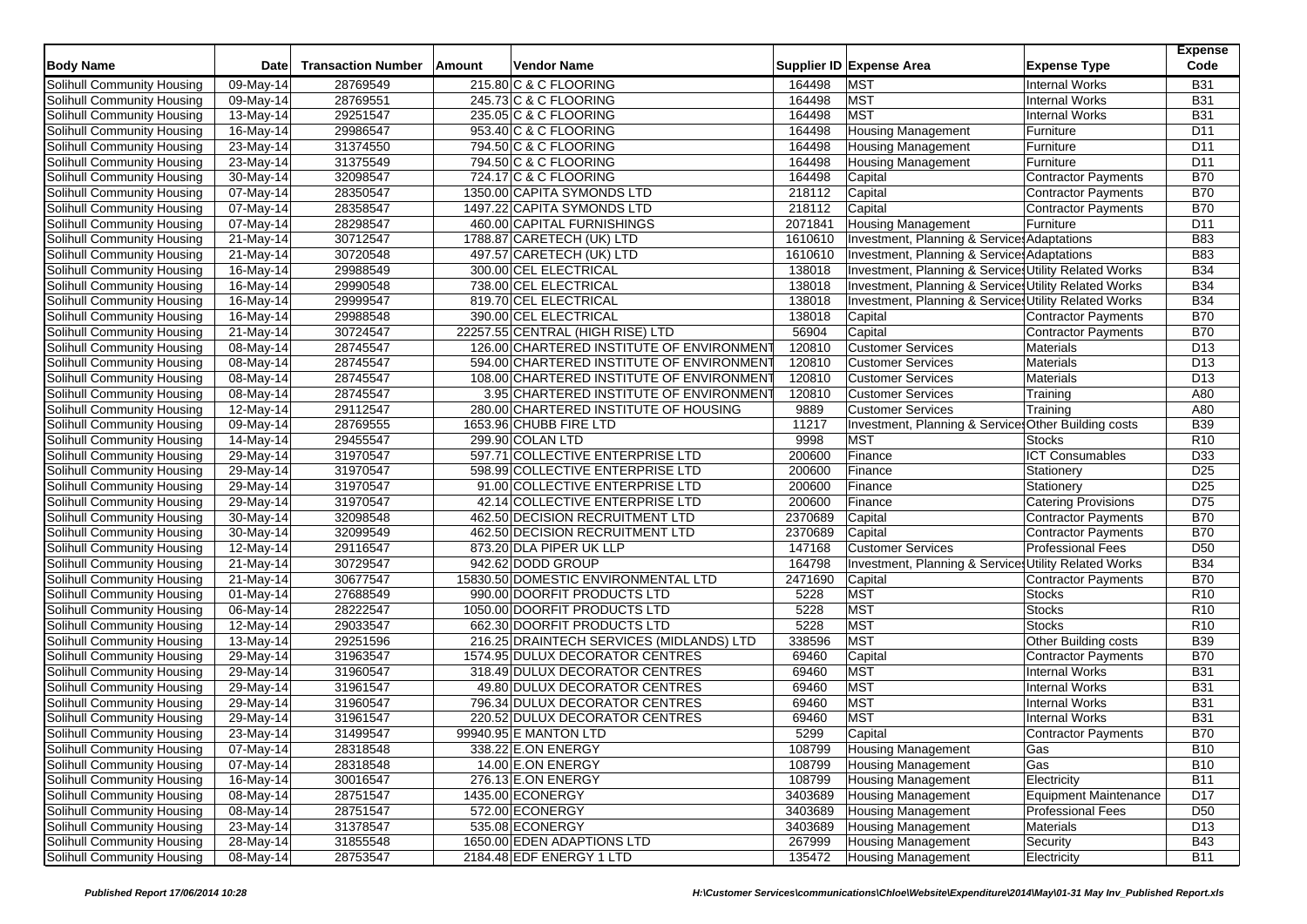| Body Name | Date | Transaction Number | Amount | Vendor Name | Supplier ID | Expense Area | Expense Type | Expense Code |
|---|---|---|---|---|---|---|---|---|
| Solihull Community Housing | 09-May-14 | 28769549 | 215.80 | C & C FLOORING | 164498 | MST | Internal Works | B31 |
| Solihull Community Housing | 09-May-14 | 28769551 | 245.73 | C & C FLOORING | 164498 | MST | Internal Works | B31 |
| Solihull Community Housing | 13-May-14 | 29251547 | 235.05 | C & C FLOORING | 164498 | MST | Internal Works | B31 |
| Solihull Community Housing | 16-May-14 | 29986547 | 953.40 | C & C FLOORING | 164498 | Housing Management | Furniture | D11 |
| Solihull Community Housing | 23-May-14 | 31374550 | 794.50 | C & C FLOORING | 164498 | Housing Management | Furniture | D11 |
| Solihull Community Housing | 23-May-14 | 31375549 | 794.50 | C & C FLOORING | 164498 | Housing Management | Furniture | D11 |
| Solihull Community Housing | 30-May-14 | 32098547 | 724.17 | C & C FLOORING | 164498 | Capital | Contractor Payments | B70 |
| Solihull Community Housing | 07-May-14 | 28350547 | 1350.00 | CAPITA SYMONDS LTD | 218112 | Capital | Contractor Payments | B70 |
| Solihull Community Housing | 07-May-14 | 28358547 | 1497.22 | CAPITA SYMONDS LTD | 218112 | Capital | Contractor Payments | B70 |
| Solihull Community Housing | 07-May-14 | 28298547 | 460.00 | CAPITAL FURNISHINGS | 2071841 | Housing Management | Furniture | D11 |
| Solihull Community Housing | 21-May-14 | 30712547 | 1788.87 | CARETECH (UK) LTD | 1610610 | Investment, Planning & Services | Adaptations | B83 |
| Solihull Community Housing | 21-May-14 | 30720548 | 497.57 | CARETECH (UK) LTD | 1610610 | Investment, Planning & Services | Adaptations | B83 |
| Solihull Community Housing | 16-May-14 | 29988549 | 300.00 | CEL ELECTRICAL | 138018 | Investment, Planning & Services | Utility Related Works | B34 |
| Solihull Community Housing | 16-May-14 | 29990548 | 738.00 | CEL ELECTRICAL | 138018 | Investment, Planning & Services | Utility Related Works | B34 |
| Solihull Community Housing | 16-May-14 | 29999547 | 819.70 | CEL ELECTRICAL | 138018 | Investment, Planning & Services | Utility Related Works | B34 |
| Solihull Community Housing | 16-May-14 | 29988548 | 390.00 | CEL ELECTRICAL | 138018 | Capital | Contractor Payments | B70 |
| Solihull Community Housing | 21-May-14 | 30724547 | 22257.55 | CENTRAL (HIGH RISE) LTD | 56904 | Capital | Contractor Payments | B70 |
| Solihull Community Housing | 08-May-14 | 28745547 | 126.00 | CHARTERED INSTITUTE OF ENVIRONMENT | 120810 | Customer Services | Materials | D13 |
| Solihull Community Housing | 08-May-14 | 28745547 | 594.00 | CHARTERED INSTITUTE OF ENVIRONMENT | 120810 | Customer Services | Materials | D13 |
| Solihull Community Housing | 08-May-14 | 28745547 | 108.00 | CHARTERED INSTITUTE OF ENVIRONMENT | 120810 | Customer Services | Materials | D13 |
| Solihull Community Housing | 08-May-14 | 28745547 | 3.95 | CHARTERED INSTITUTE OF ENVIRONMENT | 120810 | Customer Services | Training | A80 |
| Solihull Community Housing | 12-May-14 | 29112547 | 280.00 | CHARTERED INSTITUTE OF HOUSING | 9889 | Customer Services | Training | A80 |
| Solihull Community Housing | 09-May-14 | 28769555 | 1653.96 | CHUBB FIRE LTD | 11217 | Investment, Planning & Services | Other Building costs | B39 |
| Solihull Community Housing | 14-May-14 | 29455547 | 299.90 | COLAN LTD | 9998 | MST | Stocks | R10 |
| Solihull Community Housing | 29-May-14 | 31970547 | 597.71 | COLLECTIVE ENTERPRISE LTD | 200600 | Finance | ICT Consumables | D33 |
| Solihull Community Housing | 29-May-14 | 31970547 | 598.99 | COLLECTIVE ENTERPRISE LTD | 200600 | Finance | Stationery | D25 |
| Solihull Community Housing | 29-May-14 | 31970547 | 91.00 | COLLECTIVE ENTERPRISE LTD | 200600 | Finance | Stationery | D25 |
| Solihull Community Housing | 29-May-14 | 31970547 | 42.14 | COLLECTIVE ENTERPRISE LTD | 200600 | Finance | Catering Provisions | D75 |
| Solihull Community Housing | 30-May-14 | 32098548 | 462.50 | DECISION RECRUITMENT LTD | 2370689 | Capital | Contractor Payments | B70 |
| Solihull Community Housing | 30-May-14 | 32099549 | 462.50 | DECISION RECRUITMENT LTD | 2370689 | Capital | Contractor Payments | B70 |
| Solihull Community Housing | 12-May-14 | 29116547 | 873.20 | DLA PIPER UK LLP | 147168 | Customer Services | Professional Fees | D50 |
| Solihull Community Housing | 21-May-14 | 30729547 | 942.62 | DODD GROUP | 164798 | Investment, Planning & Services | Utility Related Works | B34 |
| Solihull Community Housing | 21-May-14 | 30677547 | 15830.50 | DOMESTIC ENVIRONMENTAL LTD | 2471690 | Capital | Contractor Payments | B70 |
| Solihull Community Housing | 01-May-14 | 27688549 | 990.00 | DOORFIT PRODUCTS LTD | 5228 | MST | Stocks | R10 |
| Solihull Community Housing | 06-May-14 | 28222547 | 1050.00 | DOORFIT PRODUCTS LTD | 5228 | MST | Stocks | R10 |
| Solihull Community Housing | 12-May-14 | 29033547 | 662.30 | DOORFIT PRODUCTS LTD | 5228 | MST | Stocks | R10 |
| Solihull Community Housing | 13-May-14 | 29251596 | 216.25 | DRAINTECH SERVICES (MIDLANDS) LTD | 338596 | MST | Other Building costs | B39 |
| Solihull Community Housing | 29-May-14 | 31963547 | 1574.95 | DULUX DECORATOR CENTRES | 69460 | Capital | Contractor Payments | B70 |
| Solihull Community Housing | 29-May-14 | 31960547 | 318.49 | DULUX DECORATOR CENTRES | 69460 | MST | Internal Works | B31 |
| Solihull Community Housing | 29-May-14 | 31961547 | 49.80 | DULUX DECORATOR CENTRES | 69460 | MST | Internal Works | B31 |
| Solihull Community Housing | 29-May-14 | 31960547 | 796.34 | DULUX DECORATOR CENTRES | 69460 | MST | Internal Works | B31 |
| Solihull Community Housing | 29-May-14 | 31961547 | 220.52 | DULUX DECORATOR CENTRES | 69460 | MST | Internal Works | B31 |
| Solihull Community Housing | 23-May-14 | 31499547 | 99940.95 | E MANTON LTD | 5299 | Capital | Contractor Payments | B70 |
| Solihull Community Housing | 07-May-14 | 28318548 | 338.22 | E.ON ENERGY | 108799 | Housing Management | Gas | B10 |
| Solihull Community Housing | 07-May-14 | 28318548 | 14.00 | E.ON ENERGY | 108799 | Housing Management | Gas | B10 |
| Solihull Community Housing | 16-May-14 | 30016547 | 276.13 | E.ON ENERGY | 108799 | Housing Management | Electricity | B11 |
| Solihull Community Housing | 08-May-14 | 28751547 | 1435.00 | ECONERGY | 3403689 | Housing Management | Equipment Maintenance | D17 |
| Solihull Community Housing | 08-May-14 | 28751547 | 572.00 | ECONERGY | 3403689 | Housing Management | Professional Fees | D50 |
| Solihull Community Housing | 23-May-14 | 31378547 | 535.08 | ECONERGY | 3403689 | Housing Management | Materials | D13 |
| Solihull Community Housing | 28-May-14 | 31855548 | 1650.00 | EDEN ADAPTIONS LTD | 267999 | Housing Management | Security | B43 |
| Solihull Community Housing | 08-May-14 | 28753547 | 2184.48 | EDF ENERGY 1 LTD | 135472 | Housing Management | Electricity | B11 |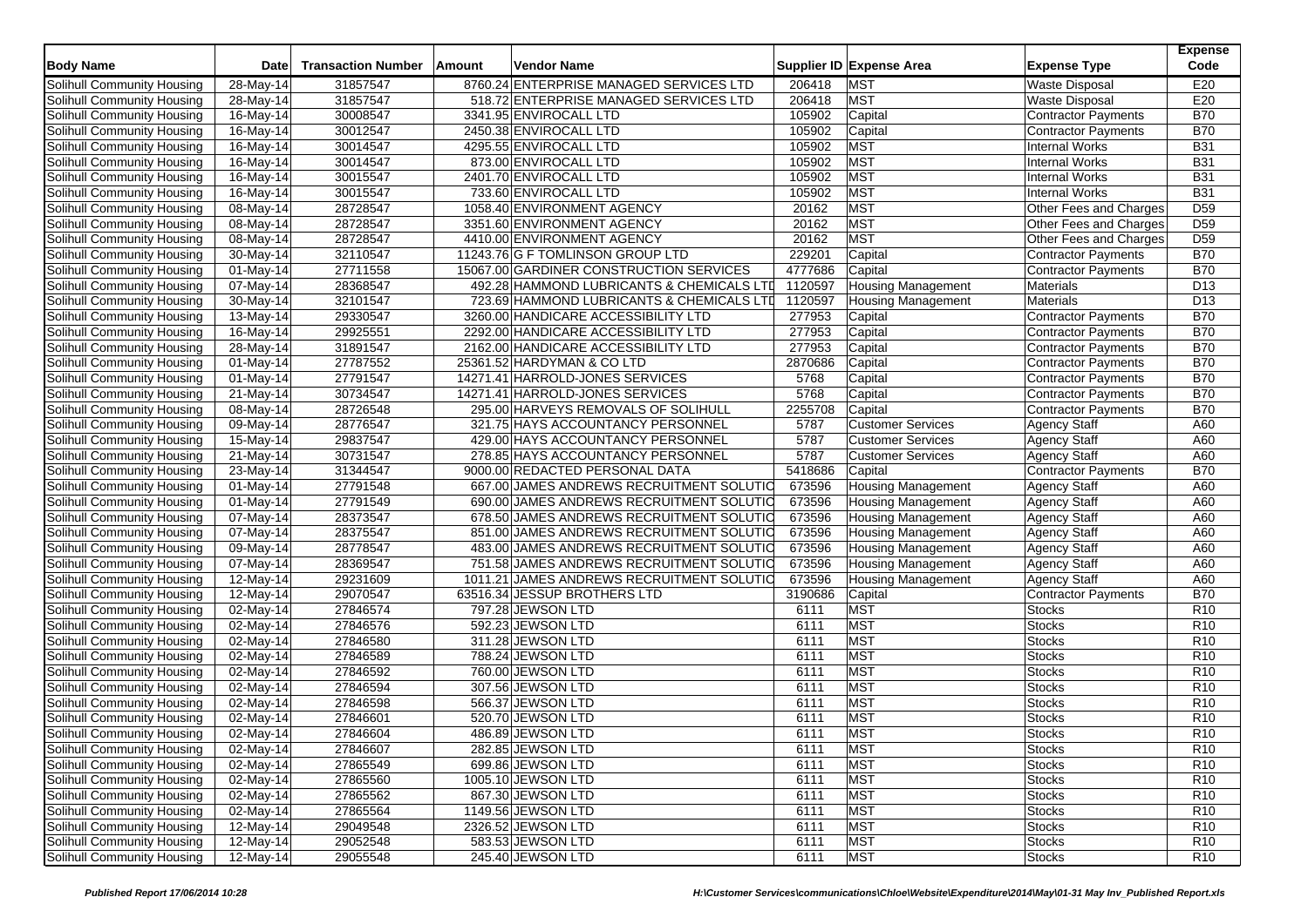| Body Name | Date | Transaction Number | Amount | Vendor Name | Supplier ID | Expense Area | Expense Type | Expense Code |
|---|---|---|---|---|---|---|---|---|
| Solihull Community Housing | 28-May-14 | 31857547 | 8760.24 | ENTERPRISE MANAGED SERVICES LTD | 206418 | MST | Waste Disposal | E20 |
| Solihull Community Housing | 28-May-14 | 31857547 | 518.72 | ENTERPRISE MANAGED SERVICES LTD | 206418 | MST | Waste Disposal | E20 |
| Solihull Community Housing | 16-May-14 | 30008547 | 3341.95 | ENVIROCALL LTD | 105902 | Capital | Contractor Payments | B70 |
| Solihull Community Housing | 16-May-14 | 30012547 | 2450.38 | ENVIROCALL LTD | 105902 | Capital | Contractor Payments | B70 |
| Solihull Community Housing | 16-May-14 | 30014547 | 4295.55 | ENVIROCALL LTD | 105902 | MST | Internal Works | B31 |
| Solihull Community Housing | 16-May-14 | 30014547 | 873.00 | ENVIROCALL LTD | 105902 | MST | Internal Works | B31 |
| Solihull Community Housing | 16-May-14 | 30015547 | 2401.70 | ENVIROCALL LTD | 105902 | MST | Internal Works | B31 |
| Solihull Community Housing | 16-May-14 | 30015547 | 733.60 | ENVIROCALL LTD | 105902 | MST | Internal Works | B31 |
| Solihull Community Housing | 08-May-14 | 28728547 | 1058.40 | ENVIRONMENT AGENCY | 20162 | MST | Other Fees and Charges | D59 |
| Solihull Community Housing | 08-May-14 | 28728547 | 3351.60 | ENVIRONMENT AGENCY | 20162 | MST | Other Fees and Charges | D59 |
| Solihull Community Housing | 08-May-14 | 28728547 | 4410.00 | ENVIRONMENT AGENCY | 20162 | MST | Other Fees and Charges | D59 |
| Solihull Community Housing | 30-May-14 | 32110547 | 11243.76 | G F TOMLINSON GROUP LTD | 229201 | Capital | Contractor Payments | B70 |
| Solihull Community Housing | 01-May-14 | 27711558 | 15067.00 | GARDINER CONSTRUCTION SERVICES | 4777686 | Capital | Contractor Payments | B70 |
| Solihull Community Housing | 07-May-14 | 28368547 | 492.28 | HAMMOND LUBRICANTS & CHEMICALS LTD | 1120597 | Housing Management | Materials | D13 |
| Solihull Community Housing | 30-May-14 | 32101547 | 723.69 | HAMMOND LUBRICANTS & CHEMICALS LTD | 1120597 | Housing Management | Materials | D13 |
| Solihull Community Housing | 13-May-14 | 29330547 | 3260.00 | HANDICARE ACCESSIBILITY LTD | 277953 | Capital | Contractor Payments | B70 |
| Solihull Community Housing | 16-May-14 | 29925551 | 2292.00 | HANDICARE ACCESSIBILITY LTD | 277953 | Capital | Contractor Payments | B70 |
| Solihull Community Housing | 28-May-14 | 31891547 | 2162.00 | HANDICARE ACCESSIBILITY LTD | 277953 | Capital | Contractor Payments | B70 |
| Solihull Community Housing | 01-May-14 | 27787552 | 25361.52 | HARDYMAN & CO LTD | 2870686 | Capital | Contractor Payments | B70 |
| Solihull Community Housing | 01-May-14 | 27791547 | 14271.41 | HARROLD-JONES SERVICES | 5768 | Capital | Contractor Payments | B70 |
| Solihull Community Housing | 21-May-14 | 30734547 | 14271.41 | HARROLD-JONES SERVICES | 5768 | Capital | Contractor Payments | B70 |
| Solihull Community Housing | 08-May-14 | 28726548 | 295.00 | HARVEYS REMOVALS OF SOLIHULL | 2255708 | Capital | Contractor Payments | B70 |
| Solihull Community Housing | 09-May-14 | 28776547 | 321.75 | HAYS ACCOUNTANCY PERSONNEL | 5787 | Customer Services | Agency Staff | A60 |
| Solihull Community Housing | 15-May-14 | 29837547 | 429.00 | HAYS ACCOUNTANCY PERSONNEL | 5787 | Customer Services | Agency Staff | A60 |
| Solihull Community Housing | 21-May-14 | 30731547 | 278.85 | HAYS ACCOUNTANCY PERSONNEL | 5787 | Customer Services | Agency Staff | A60 |
| Solihull Community Housing | 23-May-14 | 31344547 | 9000.00 | REDACTED PERSONAL DATA | 5418686 | Capital | Contractor Payments | B70 |
| Solihull Community Housing | 01-May-14 | 27791548 | 667.00 | JAMES ANDREWS RECRUITMENT SOLUTIO | 673596 | Housing Management | Agency Staff | A60 |
| Solihull Community Housing | 01-May-14 | 27791549 | 690.00 | JAMES ANDREWS RECRUITMENT SOLUTIO | 673596 | Housing Management | Agency Staff | A60 |
| Solihull Community Housing | 07-May-14 | 28373547 | 678.50 | JAMES ANDREWS RECRUITMENT SOLUTIO | 673596 | Housing Management | Agency Staff | A60 |
| Solihull Community Housing | 07-May-14 | 28375547 | 851.00 | JAMES ANDREWS RECRUITMENT SOLUTIO | 673596 | Housing Management | Agency Staff | A60 |
| Solihull Community Housing | 09-May-14 | 28778547 | 483.00 | JAMES ANDREWS RECRUITMENT SOLUTIO | 673596 | Housing Management | Agency Staff | A60 |
| Solihull Community Housing | 07-May-14 | 28369547 | 751.58 | JAMES ANDREWS RECRUITMENT SOLUTIO | 673596 | Housing Management | Agency Staff | A60 |
| Solihull Community Housing | 12-May-14 | 29231609 | 1011.21 | JAMES ANDREWS RECRUITMENT SOLUTIO | 673596 | Housing Management | Agency Staff | A60 |
| Solihull Community Housing | 12-May-14 | 29070547 | 63516.34 | JESSUP BROTHERS LTD | 3190686 | Capital | Contractor Payments | B70 |
| Solihull Community Housing | 02-May-14 | 27846574 | 797.28 | JEWSON LTD | 6111 | MST | Stocks | R10 |
| Solihull Community Housing | 02-May-14 | 27846576 | 592.23 | JEWSON LTD | 6111 | MST | Stocks | R10 |
| Solihull Community Housing | 02-May-14 | 27846580 | 311.28 | JEWSON LTD | 6111 | MST | Stocks | R10 |
| Solihull Community Housing | 02-May-14 | 27846589 | 788.24 | JEWSON LTD | 6111 | MST | Stocks | R10 |
| Solihull Community Housing | 02-May-14 | 27846592 | 760.00 | JEWSON LTD | 6111 | MST | Stocks | R10 |
| Solihull Community Housing | 02-May-14 | 27846594 | 307.56 | JEWSON LTD | 6111 | MST | Stocks | R10 |
| Solihull Community Housing | 02-May-14 | 27846598 | 566.37 | JEWSON LTD | 6111 | MST | Stocks | R10 |
| Solihull Community Housing | 02-May-14 | 27846601 | 520.70 | JEWSON LTD | 6111 | MST | Stocks | R10 |
| Solihull Community Housing | 02-May-14 | 27846604 | 486.89 | JEWSON LTD | 6111 | MST | Stocks | R10 |
| Solihull Community Housing | 02-May-14 | 27846607 | 282.85 | JEWSON LTD | 6111 | MST | Stocks | R10 |
| Solihull Community Housing | 02-May-14 | 27865549 | 699.86 | JEWSON LTD | 6111 | MST | Stocks | R10 |
| Solihull Community Housing | 02-May-14 | 27865560 | 1005.10 | JEWSON LTD | 6111 | MST | Stocks | R10 |
| Solihull Community Housing | 02-May-14 | 27865562 | 867.30 | JEWSON LTD | 6111 | MST | Stocks | R10 |
| Solihull Community Housing | 02-May-14 | 27865564 | 1149.56 | JEWSON LTD | 6111 | MST | Stocks | R10 |
| Solihull Community Housing | 12-May-14 | 29049548 | 2326.52 | JEWSON LTD | 6111 | MST | Stocks | R10 |
| Solihull Community Housing | 12-May-14 | 29052548 | 583.53 | JEWSON LTD | 6111 | MST | Stocks | R10 |
| Solihull Community Housing | 12-May-14 | 29055548 | 245.40 | JEWSON LTD | 6111 | MST | Stocks | R10 |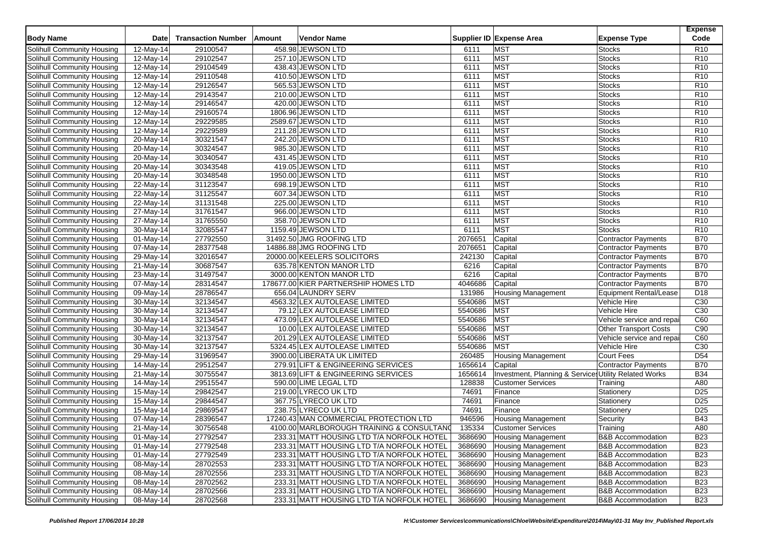| Body Name | Date | Transaction Number | Amount | Vendor Name | Supplier ID | Expense Area | Expense Type | Expense Code |
|---|---|---|---|---|---|---|---|---|
| Solihull Community Housing | 12-May-14 | 29100547 | 458.98 | JEWSON LTD | 6111 | MST | Stocks | R10 |
| Solihull Community Housing | 12-May-14 | 29102547 | 257.10 | JEWSON LTD | 6111 | MST | Stocks | R10 |
| Solihull Community Housing | 12-May-14 | 29104549 | 438.43 | JEWSON LTD | 6111 | MST | Stocks | R10 |
| Solihull Community Housing | 12-May-14 | 29110548 | 410.50 | JEWSON LTD | 6111 | MST | Stocks | R10 |
| Solihull Community Housing | 12-May-14 | 29126547 | 565.53 | JEWSON LTD | 6111 | MST | Stocks | R10 |
| Solihull Community Housing | 12-May-14 | 29143547 | 210.00 | JEWSON LTD | 6111 | MST | Stocks | R10 |
| Solihull Community Housing | 12-May-14 | 29146547 | 420.00 | JEWSON LTD | 6111 | MST | Stocks | R10 |
| Solihull Community Housing | 12-May-14 | 29160574 | 1806.96 | JEWSON LTD | 6111 | MST | Stocks | R10 |
| Solihull Community Housing | 12-May-14 | 29229585 | 2589.67 | JEWSON LTD | 6111 | MST | Stocks | R10 |
| Solihull Community Housing | 12-May-14 | 29229589 | 211.28 | JEWSON LTD | 6111 | MST | Stocks | R10 |
| Solihull Community Housing | 20-May-14 | 30321547 | 242.20 | JEWSON LTD | 6111 | MST | Stocks | R10 |
| Solihull Community Housing | 20-May-14 | 30324547 | 985.30 | JEWSON LTD | 6111 | MST | Stocks | R10 |
| Solihull Community Housing | 20-May-14 | 30340547 | 431.45 | JEWSON LTD | 6111 | MST | Stocks | R10 |
| Solihull Community Housing | 20-May-14 | 30343548 | 419.05 | JEWSON LTD | 6111 | MST | Stocks | R10 |
| Solihull Community Housing | 20-May-14 | 30348548 | 1950.00 | JEWSON LTD | 6111 | MST | Stocks | R10 |
| Solihull Community Housing | 22-May-14 | 31123547 | 698.19 | JEWSON LTD | 6111 | MST | Stocks | R10 |
| Solihull Community Housing | 22-May-14 | 31125547 | 607.34 | JEWSON LTD | 6111 | MST | Stocks | R10 |
| Solihull Community Housing | 22-May-14 | 31131548 | 225.00 | JEWSON LTD | 6111 | MST | Stocks | R10 |
| Solihull Community Housing | 27-May-14 | 31761547 | 966.00 | JEWSON LTD | 6111 | MST | Stocks | R10 |
| Solihull Community Housing | 27-May-14 | 31765550 | 358.70 | JEWSON LTD | 6111 | MST | Stocks | R10 |
| Solihull Community Housing | 30-May-14 | 32085547 | 1159.49 | JEWSON LTD | 6111 | MST | Stocks | R10 |
| Solihull Community Housing | 01-May-14 | 27792550 | 31492.50 | JMG ROOFING LTD | 2076651 | Capital | Contractor Payments | B70 |
| Solihull Community Housing | 07-May-14 | 28377548 | 14886.88 | JMG ROOFING LTD | 2076651 | Capital | Contractor Payments | B70 |
| Solihull Community Housing | 29-May-14 | 32016547 | 20000.00 | KEELERS SOLICITORS | 242130 | Capital | Contractor Payments | B70 |
| Solihull Community Housing | 21-May-14 | 30687547 | 635.78 | KENTON MANOR LTD | 6216 | Capital | Contractor Payments | B70 |
| Solihull Community Housing | 23-May-14 | 31497547 | 3000.00 | KENTON MANOR LTD | 6216 | Capital | Contractor Payments | B70 |
| Solihull Community Housing | 07-May-14 | 28314547 | 178677.00 | KIER PARTNERSHIP HOMES LTD | 4046686 | Capital | Contractor Payments | B70 |
| Solihull Community Housing | 09-May-14 | 28786547 | 656.04 | LAUNDRY SERV | 131986 | Housing Management | Equipment Rental/Lease | D18 |
| Solihull Community Housing | 30-May-14 | 32134547 | 4563.32 | LEX AUTOLEASE LIMITED | 5540686 | MST | Vehicle Hire | C30 |
| Solihull Community Housing | 30-May-14 | 32134547 | 79.12 | LEX AUTOLEASE LIMITED | 5540686 | MST | Vehicle Hire | C30 |
| Solihull Community Housing | 30-May-14 | 32134547 | 473.09 | LEX AUTOLEASE LIMITED | 5540686 | MST | Vehicle service and repai | C60 |
| Solihull Community Housing | 30-May-14 | 32134547 | 10.00 | LEX AUTOLEASE LIMITED | 5540686 | MST | Other Transport Costs | C90 |
| Solihull Community Housing | 30-May-14 | 32137547 | 201.29 | LEX AUTOLEASE LIMITED | 5540686 | MST | Vehicle service and repai | C60 |
| Solihull Community Housing | 30-May-14 | 32137547 | 5324.45 | LEX AUTOLEASE LIMITED | 5540686 | MST | Vehicle Hire | C30 |
| Solihull Community Housing | 29-May-14 | 31969547 | 3900.00 | LIBERATA UK LIMITED | 260485 | Housing Management | Court Fees | D54 |
| Solihull Community Housing | 14-May-14 | 29512547 | 279.91 | LIFT & ENGINEERING SERVICES | 1656614 | Capital | Contractor Payments | B70 |
| Solihull Community Housing | 21-May-14 | 30755547 | 3813.69 | LIFT & ENGINEERING SERVICES | 1656614 | Investment, Planning & Service | Utility Related Works | B34 |
| Solihull Community Housing | 14-May-14 | 29515547 | 590.00 | LIME LEGAL LTD | 128838 | Customer Services | Training | A80 |
| Solihull Community Housing | 15-May-14 | 29842547 | 219.00 | LYRECO UK LTD | 74691 | Finance | Stationery | D25 |
| Solihull Community Housing | 15-May-14 | 29844547 | 367.75 | LYRECO UK LTD | 74691 | Finance | Stationery | D25 |
| Solihull Community Housing | 15-May-14 | 29869547 | 238.75 | LYRECO UK LTD | 74691 | Finance | Stationery | D25 |
| Solihull Community Housing | 07-May-14 | 28396547 | 17240.43 | MAN COMMERCIAL PROTECTION LTD | 946596 | Housing Management | Security | B43 |
| Solihull Community Housing | 21-May-14 | 30756548 | 4100.00 | MARLBOROUGH TRAINING & CONSULTANC | 135334 | Customer Services | Training | A80 |
| Solihull Community Housing | 01-May-14 | 27792547 | 233.31 | MATT HOUSING LTD T/A NORFOLK HOTEL | 3686690 | Housing Management | B&B Accommodation | B23 |
| Solihull Community Housing | 01-May-14 | 27792548 | 233.31 | MATT HOUSING LTD T/A NORFOLK HOTEL | 3686690 | Housing Management | B&B Accommodation | B23 |
| Solihull Community Housing | 01-May-14 | 27792549 | 233.31 | MATT HOUSING LTD T/A NORFOLK HOTEL | 3686690 | Housing Management | B&B Accommodation | B23 |
| Solihull Community Housing | 08-May-14 | 28702553 | 233.31 | MATT HOUSING LTD T/A NORFOLK HOTEL | 3686690 | Housing Management | B&B Accommodation | B23 |
| Solihull Community Housing | 08-May-14 | 28702556 | 233.31 | MATT HOUSING LTD T/A NORFOLK HOTEL | 3686690 | Housing Management | B&B Accommodation | B23 |
| Solihull Community Housing | 08-May-14 | 28702562 | 233.31 | MATT HOUSING LTD T/A NORFOLK HOTEL | 3686690 | Housing Management | B&B Accommodation | B23 |
| Solihull Community Housing | 08-May-14 | 28702566 | 233.31 | MATT HOUSING LTD T/A NORFOLK HOTEL | 3686690 | Housing Management | B&B Accommodation | B23 |
| Solihull Community Housing | 08-May-14 | 28702568 | 233.31 | MATT HOUSING LTD T/A NORFOLK HOTEL | 3686690 | Housing Management | B&B Accommodation | B23 |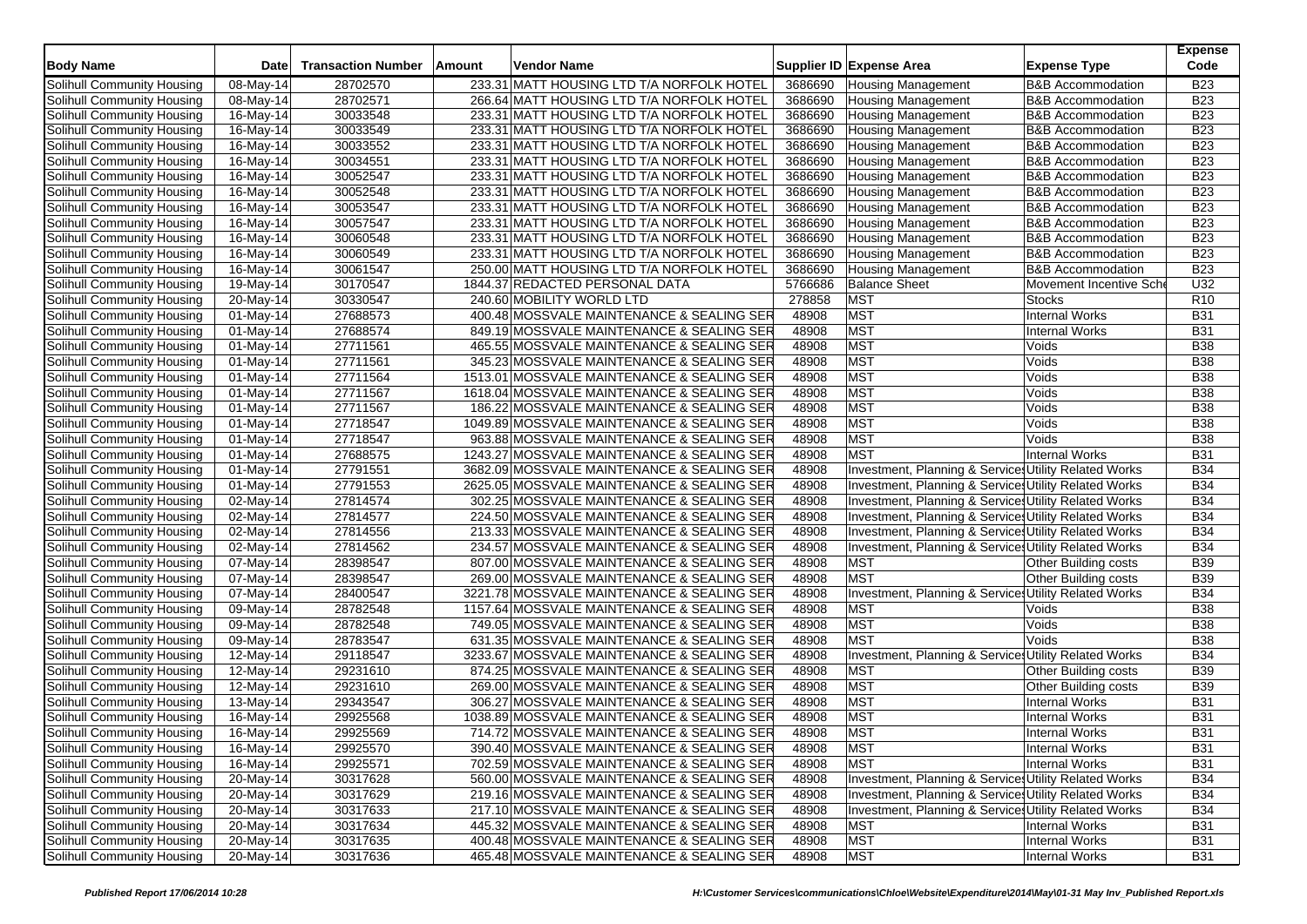| Body Name | Date | Transaction Number | Amount | Vendor Name | Supplier ID | Expense Area | Expense Type | Expense Code |
|---|---|---|---|---|---|---|---|---|
| Solihull Community Housing | 08-May-14 | 28702570 | 233.31 | MATT HOUSING LTD T/A NORFOLK HOTEL | 3686690 | Housing Management | B&B Accommodation | B23 |
| Solihull Community Housing | 08-May-14 | 28702571 | 266.64 | MATT HOUSING LTD T/A NORFOLK HOTEL | 3686690 | Housing Management | B&B Accommodation | B23 |
| Solihull Community Housing | 16-May-14 | 30033548 | 233.31 | MATT HOUSING LTD T/A NORFOLK HOTEL | 3686690 | Housing Management | B&B Accommodation | B23 |
| Solihull Community Housing | 16-May-14 | 30033549 | 233.31 | MATT HOUSING LTD T/A NORFOLK HOTEL | 3686690 | Housing Management | B&B Accommodation | B23 |
| Solihull Community Housing | 16-May-14 | 30033552 | 233.31 | MATT HOUSING LTD T/A NORFOLK HOTEL | 3686690 | Housing Management | B&B Accommodation | B23 |
| Solihull Community Housing | 16-May-14 | 30034551 | 233.31 | MATT HOUSING LTD T/A NORFOLK HOTEL | 3686690 | Housing Management | B&B Accommodation | B23 |
| Solihull Community Housing | 16-May-14 | 30052547 | 233.31 | MATT HOUSING LTD T/A NORFOLK HOTEL | 3686690 | Housing Management | B&B Accommodation | B23 |
| Solihull Community Housing | 16-May-14 | 30052548 | 233.31 | MATT HOUSING LTD T/A NORFOLK HOTEL | 3686690 | Housing Management | B&B Accommodation | B23 |
| Solihull Community Housing | 16-May-14 | 30053547 | 233.31 | MATT HOUSING LTD T/A NORFOLK HOTEL | 3686690 | Housing Management | B&B Accommodation | B23 |
| Solihull Community Housing | 16-May-14 | 30057547 | 233.31 | MATT HOUSING LTD T/A NORFOLK HOTEL | 3686690 | Housing Management | B&B Accommodation | B23 |
| Solihull Community Housing | 16-May-14 | 30060548 | 233.31 | MATT HOUSING LTD T/A NORFOLK HOTEL | 3686690 | Housing Management | B&B Accommodation | B23 |
| Solihull Community Housing | 16-May-14 | 30060549 | 233.31 | MATT HOUSING LTD T/A NORFOLK HOTEL | 3686690 | Housing Management | B&B Accommodation | B23 |
| Solihull Community Housing | 16-May-14 | 30061547 | 250.00 | MATT HOUSING LTD T/A NORFOLK HOTEL | 3686690 | Housing Management | B&B Accommodation | B23 |
| Solihull Community Housing | 19-May-14 | 30170547 | 1844.37 | REDACTED PERSONAL DATA | 5766686 | Balance Sheet | Movement Incentive Sche | U32 |
| Solihull Community Housing | 20-May-14 | 30330547 | 240.60 | MOBILITY WORLD LTD | 278858 | MST | Stocks | R10 |
| Solihull Community Housing | 01-May-14 | 27688573 | 400.48 | MOSSVALE MAINTENANCE & SEALING SER | 48908 | MST | Internal Works | B31 |
| Solihull Community Housing | 01-May-14 | 27688574 | 849.19 | MOSSVALE MAINTENANCE & SEALING SER | 48908 | MST | Internal Works | B31 |
| Solihull Community Housing | 01-May-14 | 27711561 | 465.55 | MOSSVALE MAINTENANCE & SEALING SER | 48908 | MST | Voids | B38 |
| Solihull Community Housing | 01-May-14 | 27711561 | 345.23 | MOSSVALE MAINTENANCE & SEALING SER | 48908 | MST | Voids | B38 |
| Solihull Community Housing | 01-May-14 | 27711564 | 1513.01 | MOSSVALE MAINTENANCE & SEALING SER | 48908 | MST | Voids | B38 |
| Solihull Community Housing | 01-May-14 | 27711567 | 1618.04 | MOSSVALE MAINTENANCE & SEALING SER | 48908 | MST | Voids | B38 |
| Solihull Community Housing | 01-May-14 | 27711567 | 186.22 | MOSSVALE MAINTENANCE & SEALING SER | 48908 | MST | Voids | B38 |
| Solihull Community Housing | 01-May-14 | 27718547 | 1049.89 | MOSSVALE MAINTENANCE & SEALING SER | 48908 | MST | Voids | B38 |
| Solihull Community Housing | 01-May-14 | 27718547 | 963.88 | MOSSVALE MAINTENANCE & SEALING SER | 48908 | MST | Voids | B38 |
| Solihull Community Housing | 01-May-14 | 27688575 | 1243.27 | MOSSVALE MAINTENANCE & SEALING SER | 48908 | MST | Internal Works | B31 |
| Solihull Community Housing | 01-May-14 | 27791551 | 3682.09 | MOSSVALE MAINTENANCE & SEALING SER | 48908 | Investment, Planning & Services | Utility Related Works | B34 |
| Solihull Community Housing | 01-May-14 | 27791553 | 2625.05 | MOSSVALE MAINTENANCE & SEALING SER | 48908 | Investment, Planning & Services | Utility Related Works | B34 |
| Solihull Community Housing | 02-May-14 | 27814574 | 302.25 | MOSSVALE MAINTENANCE & SEALING SER | 48908 | Investment, Planning & Services | Utility Related Works | B34 |
| Solihull Community Housing | 02-May-14 | 27814577 | 224.50 | MOSSVALE MAINTENANCE & SEALING SER | 48908 | Investment, Planning & Services | Utility Related Works | B34 |
| Solihull Community Housing | 02-May-14 | 27814556 | 213.33 | MOSSVALE MAINTENANCE & SEALING SER | 48908 | Investment, Planning & Services | Utility Related Works | B34 |
| Solihull Community Housing | 02-May-14 | 27814562 | 234.57 | MOSSVALE MAINTENANCE & SEALING SER | 48908 | Investment, Planning & Services | Utility Related Works | B34 |
| Solihull Community Housing | 07-May-14 | 28398547 | 807.00 | MOSSVALE MAINTENANCE & SEALING SER | 48908 | MST | Other Building costs | B39 |
| Solihull Community Housing | 07-May-14 | 28398547 | 269.00 | MOSSVALE MAINTENANCE & SEALING SER | 48908 | MST | Other Building costs | B39 |
| Solihull Community Housing | 07-May-14 | 28400547 | 3221.78 | MOSSVALE MAINTENANCE & SEALING SER | 48908 | Investment, Planning & Services | Utility Related Works | B34 |
| Solihull Community Housing | 09-May-14 | 28782548 | 1157.64 | MOSSVALE MAINTENANCE & SEALING SER | 48908 | MST | Voids | B38 |
| Solihull Community Housing | 09-May-14 | 28782548 | 749.05 | MOSSVALE MAINTENANCE & SEALING SER | 48908 | MST | Voids | B38 |
| Solihull Community Housing | 09-May-14 | 28783547 | 631.35 | MOSSVALE MAINTENANCE & SEALING SER | 48908 | MST | Voids | B38 |
| Solihull Community Housing | 12-May-14 | 29118547 | 3233.67 | MOSSVALE MAINTENANCE & SEALING SER | 48908 | Investment, Planning & Services | Utility Related Works | B34 |
| Solihull Community Housing | 12-May-14 | 29231610 | 874.25 | MOSSVALE MAINTENANCE & SEALING SER | 48908 | MST | Other Building costs | B39 |
| Solihull Community Housing | 12-May-14 | 29231610 | 269.00 | MOSSVALE MAINTENANCE & SEALING SER | 48908 | MST | Other Building costs | B39 |
| Solihull Community Housing | 13-May-14 | 29343547 | 306.27 | MOSSVALE MAINTENANCE & SEALING SER | 48908 | MST | Internal Works | B31 |
| Solihull Community Housing | 16-May-14 | 29925568 | 1038.89 | MOSSVALE MAINTENANCE & SEALING SER | 48908 | MST | Internal Works | B31 |
| Solihull Community Housing | 16-May-14 | 29925569 | 714.72 | MOSSVALE MAINTENANCE & SEALING SER | 48908 | MST | Internal Works | B31 |
| Solihull Community Housing | 16-May-14 | 29925570 | 390.40 | MOSSVALE MAINTENANCE & SEALING SER | 48908 | MST | Internal Works | B31 |
| Solihull Community Housing | 16-May-14 | 29925571 | 702.59 | MOSSVALE MAINTENANCE & SEALING SER | 48908 | MST | Internal Works | B31 |
| Solihull Community Housing | 20-May-14 | 30317628 | 560.00 | MOSSVALE MAINTENANCE & SEALING SER | 48908 | Investment, Planning & Services | Utility Related Works | B34 |
| Solihull Community Housing | 20-May-14 | 30317629 | 219.16 | MOSSVALE MAINTENANCE & SEALING SER | 48908 | Investment, Planning & Services | Utility Related Works | B34 |
| Solihull Community Housing | 20-May-14 | 30317633 | 217.10 | MOSSVALE MAINTENANCE & SEALING SER | 48908 | Investment, Planning & Services | Utility Related Works | B34 |
| Solihull Community Housing | 20-May-14 | 30317634 | 445.32 | MOSSVALE MAINTENANCE & SEALING SER | 48908 | MST | Internal Works | B31 |
| Solihull Community Housing | 20-May-14 | 30317635 | 400.48 | MOSSVALE MAINTENANCE & SEALING SER | 48908 | MST | Internal Works | B31 |
| Solihull Community Housing | 20-May-14 | 30317636 | 465.48 | MOSSVALE MAINTENANCE & SEALING SER | 48908 | MST | Internal Works | B31 |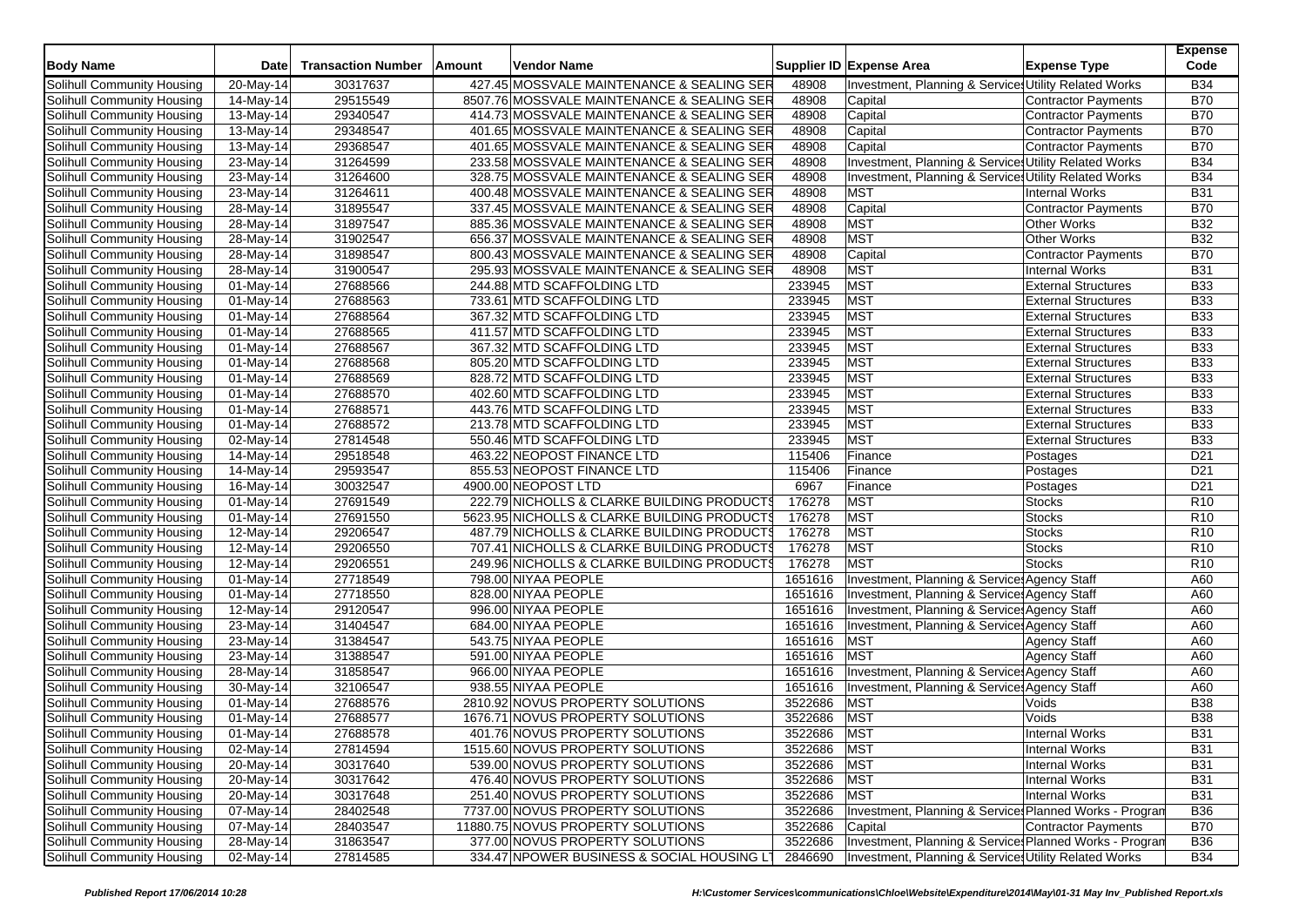| Body Name | Date | Transaction Number | Amount | Vendor Name | Supplier ID | Expense Area | Expense Type | Expense Code |
|---|---|---|---|---|---|---|---|---|
| Solihull Community Housing | 20-May-14 | 30317637 | 427.45 | MOSSVALE MAINTENANCE & SEALING SER | 48908 | Investment, Planning & Services | Utility Related Works | B34 |
| Solihull Community Housing | 14-May-14 | 29515549 | 8507.76 | MOSSVALE MAINTENANCE & SEALING SER | 48908 | Capital | Contractor Payments | B70 |
| Solihull Community Housing | 13-May-14 | 29340547 | 414.73 | MOSSVALE MAINTENANCE & SEALING SER | 48908 | Capital | Contractor Payments | B70 |
| Solihull Community Housing | 13-May-14 | 29348547 | 401.65 | MOSSVALE MAINTENANCE & SEALING SER | 48908 | Capital | Contractor Payments | B70 |
| Solihull Community Housing | 13-May-14 | 29368547 | 401.65 | MOSSVALE MAINTENANCE & SEALING SER | 48908 | Capital | Contractor Payments | B70 |
| Solihull Community Housing | 23-May-14 | 31264599 | 233.58 | MOSSVALE MAINTENANCE & SEALING SER | 48908 | Investment, Planning & Services | Utility Related Works | B34 |
| Solihull Community Housing | 23-May-14 | 31264600 | 328.75 | MOSSVALE MAINTENANCE & SEALING SER | 48908 | Investment, Planning & Services | Utility Related Works | B34 |
| Solihull Community Housing | 23-May-14 | 31264611 | 400.48 | MOSSVALE MAINTENANCE & SEALING SER | 48908 | MST | Internal Works | B31 |
| Solihull Community Housing | 28-May-14 | 31895547 | 337.45 | MOSSVALE MAINTENANCE & SEALING SER | 48908 | Capital | Contractor Payments | B70 |
| Solihull Community Housing | 28-May-14 | 31897547 | 885.36 | MOSSVALE MAINTENANCE & SEALING SER | 48908 | MST | Other Works | B32 |
| Solihull Community Housing | 28-May-14 | 31902547 | 656.37 | MOSSVALE MAINTENANCE & SEALING SER | 48908 | MST | Other Works | B32 |
| Solihull Community Housing | 28-May-14 | 31898547 | 800.43 | MOSSVALE MAINTENANCE & SEALING SER | 48908 | Capital | Contractor Payments | B70 |
| Solihull Community Housing | 28-May-14 | 31900547 | 295.93 | MOSSVALE MAINTENANCE & SEALING SER | 48908 | MST | Internal Works | B31 |
| Solihull Community Housing | 01-May-14 | 27688566 | 244.88 | MTD SCAFFOLDING LTD | 233945 | MST | External Structures | B33 |
| Solihull Community Housing | 01-May-14 | 27688563 | 733.61 | MTD SCAFFOLDING LTD | 233945 | MST | External Structures | B33 |
| Solihull Community Housing | 01-May-14 | 27688564 | 367.32 | MTD SCAFFOLDING LTD | 233945 | MST | External Structures | B33 |
| Solihull Community Housing | 01-May-14 | 27688565 | 411.57 | MTD SCAFFOLDING LTD | 233945 | MST | External Structures | B33 |
| Solihull Community Housing | 01-May-14 | 27688567 | 367.32 | MTD SCAFFOLDING LTD | 233945 | MST | External Structures | B33 |
| Solihull Community Housing | 01-May-14 | 27688568 | 805.20 | MTD SCAFFOLDING LTD | 233945 | MST | External Structures | B33 |
| Solihull Community Housing | 01-May-14 | 27688569 | 828.72 | MTD SCAFFOLDING LTD | 233945 | MST | External Structures | B33 |
| Solihull Community Housing | 01-May-14 | 27688570 | 402.60 | MTD SCAFFOLDING LTD | 233945 | MST | External Structures | B33 |
| Solihull Community Housing | 01-May-14 | 27688571 | 443.76 | MTD SCAFFOLDING LTD | 233945 | MST | External Structures | B33 |
| Solihull Community Housing | 01-May-14 | 27688572 | 213.78 | MTD SCAFFOLDING LTD | 233945 | MST | External Structures | B33 |
| Solihull Community Housing | 02-May-14 | 27814548 | 550.46 | MTD SCAFFOLDING LTD | 233945 | MST | External Structures | B33 |
| Solihull Community Housing | 14-May-14 | 29518548 | 463.22 | NEOPOST FINANCE LTD | 115406 | Finance | Postages | D21 |
| Solihull Community Housing | 14-May-14 | 29593547 | 855.53 | NEOPOST FINANCE LTD | 115406 | Finance | Postages | D21 |
| Solihull Community Housing | 16-May-14 | 30032547 | 4900.00 | NEOPOST LTD | 6967 | Finance | Postages | D21 |
| Solihull Community Housing | 01-May-14 | 27691549 | 222.79 | NICHOLLS & CLARKE BUILDING PRODUCTS | 176278 | MST | Stocks | R10 |
| Solihull Community Housing | 01-May-14 | 27691550 | 5623.95 | NICHOLLS & CLARKE BUILDING PRODUCTS | 176278 | MST | Stocks | R10 |
| Solihull Community Housing | 12-May-14 | 29206547 | 487.79 | NICHOLLS & CLARKE BUILDING PRODUCTS | 176278 | MST | Stocks | R10 |
| Solihull Community Housing | 12-May-14 | 29206550 | 707.41 | NICHOLLS & CLARKE BUILDING PRODUCTS | 176278 | MST | Stocks | R10 |
| Solihull Community Housing | 12-May-14 | 29206551 | 249.96 | NICHOLLS & CLARKE BUILDING PRODUCTS | 176278 | MST | Stocks | R10 |
| Solihull Community Housing | 01-May-14 | 27718549 | 798.00 | NIYAA PEOPLE | 1651616 | Investment, Planning & Services | Agency Staff | A60 |
| Solihull Community Housing | 01-May-14 | 27718550 | 828.00 | NIYAA PEOPLE | 1651616 | Investment, Planning & Services | Agency Staff | A60 |
| Solihull Community Housing | 12-May-14 | 29120547 | 996.00 | NIYAA PEOPLE | 1651616 | Investment, Planning & Services | Agency Staff | A60 |
| Solihull Community Housing | 23-May-14 | 31404547 | 684.00 | NIYAA PEOPLE | 1651616 | Investment, Planning & Services | Agency Staff | A60 |
| Solihull Community Housing | 23-May-14 | 31384547 | 543.75 | NIYAA PEOPLE | 1651616 | MST | Agency Staff | A60 |
| Solihull Community Housing | 23-May-14 | 31388547 | 591.00 | NIYAA PEOPLE | 1651616 | MST | Agency Staff | A60 |
| Solihull Community Housing | 28-May-14 | 31858547 | 966.00 | NIYAA PEOPLE | 1651616 | Investment, Planning & Services | Agency Staff | A60 |
| Solihull Community Housing | 30-May-14 | 32106547 | 938.55 | NIYAA PEOPLE | 1651616 | Investment, Planning & Services | Agency Staff | A60 |
| Solihull Community Housing | 01-May-14 | 27688576 | 2810.92 | NOVUS PROPERTY SOLUTIONS | 3522686 | MST | Voids | B38 |
| Solihull Community Housing | 01-May-14 | 27688577 | 1676.71 | NOVUS PROPERTY SOLUTIONS | 3522686 | MST | Voids | B38 |
| Solihull Community Housing | 01-May-14 | 27688578 | 401.76 | NOVUS PROPERTY SOLUTIONS | 3522686 | MST | Internal Works | B31 |
| Solihull Community Housing | 02-May-14 | 27814594 | 1515.60 | NOVUS PROPERTY SOLUTIONS | 3522686 | MST | Internal Works | B31 |
| Solihull Community Housing | 20-May-14 | 30317640 | 539.00 | NOVUS PROPERTY SOLUTIONS | 3522686 | MST | Internal Works | B31 |
| Solihull Community Housing | 20-May-14 | 30317642 | 476.40 | NOVUS PROPERTY SOLUTIONS | 3522686 | MST | Internal Works | B31 |
| Solihull Community Housing | 20-May-14 | 30317648 | 251.40 | NOVUS PROPERTY SOLUTIONS | 3522686 | MST | Internal Works | B31 |
| Solihull Community Housing | 07-May-14 | 28402548 | 7737.00 | NOVUS PROPERTY SOLUTIONS | 3522686 | Investment, Planning & Services | Planned Works - Program | B36 |
| Solihull Community Housing | 07-May-14 | 28403547 | 11880.75 | NOVUS PROPERTY SOLUTIONS | 3522686 | Capital | Contractor Payments | B70 |
| Solihull Community Housing | 28-May-14 | 31863547 | 377.00 | NOVUS PROPERTY SOLUTIONS | 3522686 | Investment, Planning & Services | Planned Works - Program | B36 |
| Solihull Community Housing | 02-May-14 | 27814585 | 334.47 | NPOWER BUSINESS & SOCIAL HOUSING LT | 2846690 | Investment, Planning & Services | Utility Related Works | B34 |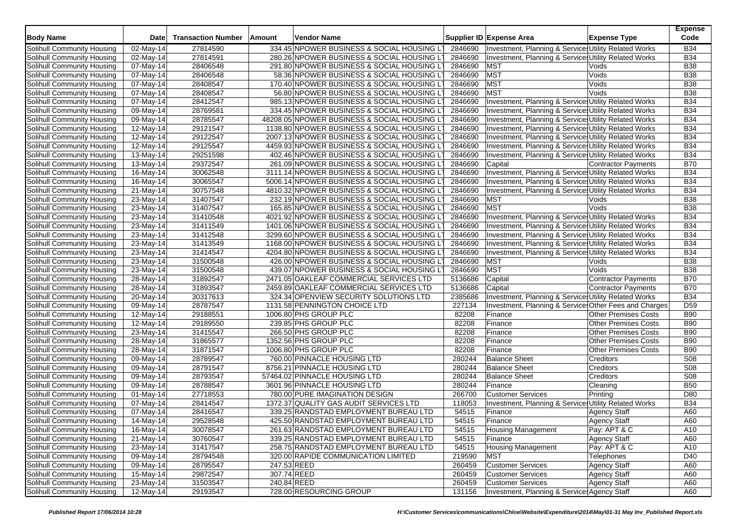| Body Name | Date | Transaction Number | Amount | Vendor Name | Supplier ID | Expense Area | Expense Type | Expense Code |
|---|---|---|---|---|---|---|---|---|
| Solihull Community Housing | 02-May-14 | 27814590 | 334.45 | NPOWER BUSINESS & SOCIAL HOUSING L | 2846690 | Investment, Planning & Service | Utility Related Works | B34 |
| Solihull Community Housing | 02-May-14 | 27814591 | 280.26 | NPOWER BUSINESS & SOCIAL HOUSING L | 2846690 | Investment, Planning & Service | Utility Related Works | B34 |
| Solihull Community Housing | 07-May-14 | 28406548 | 291.80 | NPOWER BUSINESS & SOCIAL HOUSING L | 2846690 | MST | Voids | B38 |
| Solihull Community Housing | 07-May-14 | 28406548 | 58.36 | NPOWER BUSINESS & SOCIAL HOUSING L | 2846690 | MST | Voids | B38 |
| Solihull Community Housing | 07-May-14 | 28408547 | 170.40 | NPOWER BUSINESS & SOCIAL HOUSING L | 2846690 | MST | Voids | B38 |
| Solihull Community Housing | 07-May-14 | 28408547 | 56.80 | NPOWER BUSINESS & SOCIAL HOUSING L | 2846690 | MST | Voids | B38 |
| Solihull Community Housing | 07-May-14 | 28412547 | 985.13 | NPOWER BUSINESS & SOCIAL HOUSING L | 2846690 | Investment, Planning & Service | Utility Related Works | B34 |
| Solihull Community Housing | 09-May-14 | 28769581 | 334.45 | NPOWER BUSINESS & SOCIAL HOUSING L | 2846690 | Investment, Planning & Service | Utility Related Works | B34 |
| Solihull Community Housing | 09-May-14 | 28785547 | 48208.05 | NPOWER BUSINESS & SOCIAL HOUSING L | 2846690 | Investment, Planning & Service | Utility Related Works | B34 |
| Solihull Community Housing | 12-May-14 | 29121547 | 1138.80 | NPOWER BUSINESS & SOCIAL HOUSING L | 2846690 | Investment, Planning & Service | Utility Related Works | B34 |
| Solihull Community Housing | 12-May-14 | 29122547 | 2007.13 | NPOWER BUSINESS & SOCIAL HOUSING L | 2846690 | Investment, Planning & Service | Utility Related Works | B34 |
| Solihull Community Housing | 12-May-14 | 29125547 | 4459.93 | NPOWER BUSINESS & SOCIAL HOUSING L | 2846690 | Investment, Planning & Service | Utility Related Works | B34 |
| Solihull Community Housing | 13-May-14 | 29251598 | 402.46 | NPOWER BUSINESS & SOCIAL HOUSING L | 2846690 | Investment, Planning & Service | Utility Related Works | B34 |
| Solihull Community Housing | 13-May-14 | 29372547 | 261.09 | NPOWER BUSINESS & SOCIAL HOUSING L | 2846690 | Capital | Contractor Payments | B70 |
| Solihull Community Housing | 16-May-14 | 30062548 | 3111.14 | NPOWER BUSINESS & SOCIAL HOUSING L | 2846690 | Investment, Planning & Service | Utility Related Works | B34 |
| Solihull Community Housing | 16-May-14 | 30065547 | 5006.14 | NPOWER BUSINESS & SOCIAL HOUSING L | 2846690 | Investment, Planning & Service | Utility Related Works | B34 |
| Solihull Community Housing | 21-May-14 | 30757548 | 4810.32 | NPOWER BUSINESS & SOCIAL HOUSING L | 2846690 | Investment, Planning & Service | Utility Related Works | B34 |
| Solihull Community Housing | 23-May-14 | 31407547 | 232.19 | NPOWER BUSINESS & SOCIAL HOUSING L | 2846690 | MST | Voids | B38 |
| Solihull Community Housing | 23-May-14 | 31407547 | 165.85 | NPOWER BUSINESS & SOCIAL HOUSING L | 2846690 | MST | Voids | B38 |
| Solihull Community Housing | 23-May-14 | 31410548 | 4021.92 | NPOWER BUSINESS & SOCIAL HOUSING L | 2846690 | Investment, Planning & Service | Utility Related Works | B34 |
| Solihull Community Housing | 23-May-14 | 31411549 | 1401.06 | NPOWER BUSINESS & SOCIAL HOUSING L | 2846690 | Investment, Planning & Service | Utility Related Works | B34 |
| Solihull Community Housing | 23-May-14 | 31412548 | 3299.60 | NPOWER BUSINESS & SOCIAL HOUSING L | 2846690 | Investment, Planning & Service | Utility Related Works | B34 |
| Solihull Community Housing | 23-May-14 | 31413549 | 1168.00 | NPOWER BUSINESS & SOCIAL HOUSING L | 2846690 | Investment, Planning & Service | Utility Related Works | B34 |
| Solihull Community Housing | 23-May-14 | 31414547 | 4204.80 | NPOWER BUSINESS & SOCIAL HOUSING L | 2846690 | Investment, Planning & Service | Utility Related Works | B34 |
| Solihull Community Housing | 23-May-14 | 31500548 | 426.00 | NPOWER BUSINESS & SOCIAL HOUSING L | 2846690 | MST | Voids | B38 |
| Solihull Community Housing | 23-May-14 | 31500548 | 439.07 | NPOWER BUSINESS & SOCIAL HOUSING L | 2846690 | MST | Voids | B38 |
| Solihull Community Housing | 28-May-14 | 31892547 | 2471.05 | OAKLEAF COMMERCIAL SERVICES LTD | 5136686 | Capital | Contractor Payments | B70 |
| Solihull Community Housing | 28-May-14 | 31893547 | 2459.89 | OAKLEAF COMMERCIAL SERVICES LTD | 5136686 | Capital | Contractor Payments | B70 |
| Solihull Community Housing | 20-May-14 | 30317613 | 324.34 | OPENVIEW SECURITY SOLUTIONS LTD | 2385686 | Investment, Planning & Service | Utility Related Works | B34 |
| Solihull Community Housing | 09-May-14 | 28787547 | 1131.58 | PENNINGTON CHOICE LTD | 227134 | Investment, Planning & Service | Other Fees and Charges | D59 |
| Solihull Community Housing | 12-May-14 | 29188551 | 1006.80 | PHS GROUP PLC | 82208 | Finance | Other Premises Costs | B90 |
| Solihull Community Housing | 12-May-14 | 29189550 | 239.85 | PHS GROUP PLC | 82208 | Finance | Other Premises Costs | B90 |
| Solihull Community Housing | 23-May-14 | 31415547 | 266.50 | PHS GROUP PLC | 82208 | Finance | Other Premises Costs | B90 |
| Solihull Community Housing | 28-May-14 | 31865577 | 1352.56 | PHS GROUP PLC | 82208 | Finance | Other Premises Costs | B90 |
| Solihull Community Housing | 28-May-14 | 31871547 | 1006.80 | PHS GROUP PLC | 82208 | Finance | Other Premises Costs | B90 |
| Solihull Community Housing | 09-May-14 | 28789547 | 760.00 | PINNACLE HOUSING LTD | 280244 | Balance Sheet | Creditors | S08 |
| Solihull Community Housing | 09-May-14 | 28791547 | 8756.21 | PINNACLE HOUSING LTD | 280244 | Balance Sheet | Creditors | S08 |
| Solihull Community Housing | 09-May-14 | 28793547 | 57464.02 | PINNACLE HOUSING LTD | 280244 | Balance Sheet | Creditors | S08 |
| Solihull Community Housing | 09-May-14 | 28788547 | 3601.96 | PINNACLE HOUSING LTD | 280244 | Finance | Cleaning | B50 |
| Solihull Community Housing | 01-May-14 | 27718553 | 780.00 | PURE IMAGINATION DESIGN | 266700 | Customer Services | Printing | D80 |
| Solihull Community Housing | 07-May-14 | 28414547 | 1372.37 | QUALITY GAS AUDIT SERVICES LTD | 118053 | Investment, Planning & Service | Utility Related Works | B34 |
| Solihull Community Housing | 07-May-14 | 28416547 | 339.25 | RANDSTAD EMPLOYMENT BUREAU LTD | 54515 | Finance | Agency Staff | A60 |
| Solihull Community Housing | 14-May-14 | 29528548 | 425.50 | RANDSTAD EMPLOYMENT BUREAU LTD | 54515 | Finance | Agency Staff | A60 |
| Solihull Community Housing | 16-May-14 | 30078547 | 261.63 | RANDSTAD EMPLOYMENT BUREAU LTD | 54515 | Housing Management | Pay: APT & C | A10 |
| Solihull Community Housing | 21-May-14 | 30760547 | 339.25 | RANDSTAD EMPLOYMENT BUREAU LTD | 54515 | Finance | Agency Staff | A60 |
| Solihull Community Housing | 23-May-14 | 31417547 | 258.75 | RANDSTAD EMPLOYMENT BUREAU LTD | 54515 | Housing Management | Pay: APT & C | A10 |
| Solihull Community Housing | 09-May-14 | 28794548 | 320.00 | RAPIDE COMMUNICATION LIMITED | 219590 | MST | Telephones | D40 |
| Solihull Community Housing | 09-May-14 | 28795547 | 247.53 | REED | 260459 | Customer Services | Agency Staff | A60 |
| Solihull Community Housing | 15-May-14 | 29872547 | 307.74 | REED | 260459 | Customer Services | Agency Staff | A60 |
| Solihull Community Housing | 23-May-14 | 31503547 | 240.84 | REED | 260459 | Customer Services | Agency Staff | A60 |
| Solihull Community Housing | 12-May-14 | 29193547 | 728.00 | RESOURCING GROUP | 131156 | Investment, Planning & Service | Agency Staff | A60 |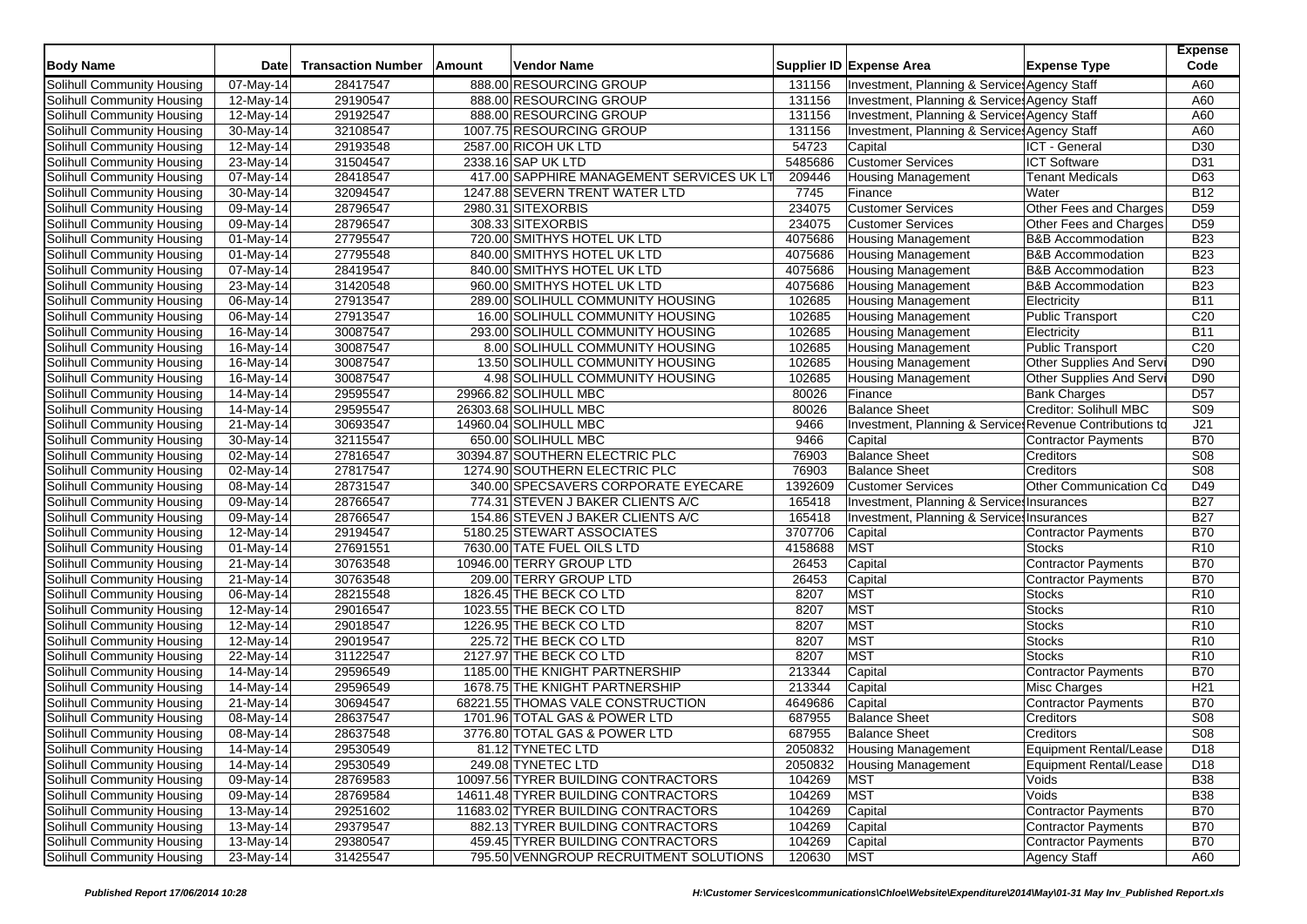| Body Name | Date | Transaction Number | Amount | Vendor Name | Supplier ID | Expense Area | Expense Type | Expense Code |
|---|---|---|---|---|---|---|---|---|
| Solihull Community Housing | 07-May-14 | 28417547 | 888.00 | RESOURCING GROUP | 131156 | Investment, Planning & Services | Agency Staff | A60 |
| Solihull Community Housing | 12-May-14 | 29190547 | 888.00 | RESOURCING GROUP | 131156 | Investment, Planning & Services | Agency Staff | A60 |
| Solihull Community Housing | 12-May-14 | 29192547 | 888.00 | RESOURCING GROUP | 131156 | Investment, Planning & Services | Agency Staff | A60 |
| Solihull Community Housing | 30-May-14 | 32108547 | 1007.75 | RESOURCING GROUP | 131156 | Investment, Planning & Services | Agency Staff | A60 |
| Solihull Community Housing | 12-May-14 | 29193548 | 2587.00 | RICOH UK LTD | 54723 | Capital | ICT - General | D30 |
| Solihull Community Housing | 23-May-14 | 31504547 | 2338.16 | SAP UK LTD | 5485686 | Customer Services | ICT Software | D31 |
| Solihull Community Housing | 07-May-14 | 28418547 | 417.00 | SAPPHIRE MANAGEMENT SERVICES UK LT | 209446 | Housing Management | Tenant Medicals | D63 |
| Solihull Community Housing | 30-May-14 | 32094547 | 1247.88 | SEVERN TRENT WATER LTD | 7745 | Finance | Water | B12 |
| Solihull Community Housing | 09-May-14 | 28796547 | 2980.31 | SITEXORBIS | 234075 | Customer Services | Other Fees and Charges | D59 |
| Solihull Community Housing | 09-May-14 | 28796547 | 308.33 | SITEXORBIS | 234075 | Customer Services | Other Fees and Charges | D59 |
| Solihull Community Housing | 01-May-14 | 27795547 | 720.00 | SMITHYS HOTEL UK LTD | 4075686 | Housing Management | B&B Accommodation | B23 |
| Solihull Community Housing | 01-May-14 | 27795548 | 840.00 | SMITHYS HOTEL UK LTD | 4075686 | Housing Management | B&B Accommodation | B23 |
| Solihull Community Housing | 07-May-14 | 28419547 | 840.00 | SMITHYS HOTEL UK LTD | 4075686 | Housing Management | B&B Accommodation | B23 |
| Solihull Community Housing | 23-May-14 | 31420548 | 960.00 | SMITHYS HOTEL UK LTD | 4075686 | Housing Management | B&B Accommodation | B23 |
| Solihull Community Housing | 06-May-14 | 27913547 | 289.00 | SOLIHULL COMMUNITY HOUSING | 102685 | Housing Management | Electricity | B11 |
| Solihull Community Housing | 06-May-14 | 27913547 | 16.00 | SOLIHULL COMMUNITY HOUSING | 102685 | Housing Management | Public Transport | C20 |
| Solihull Community Housing | 16-May-14 | 30087547 | 293.00 | SOLIHULL COMMUNITY HOUSING | 102685 | Housing Management | Electricity | B11 |
| Solihull Community Housing | 16-May-14 | 30087547 | 8.00 | SOLIHULL COMMUNITY HOUSING | 102685 | Housing Management | Public Transport | C20 |
| Solihull Community Housing | 16-May-14 | 30087547 | 13.50 | SOLIHULL COMMUNITY HOUSING | 102685 | Housing Management | Other Supplies And Servi | D90 |
| Solihull Community Housing | 16-May-14 | 30087547 | 4.98 | SOLIHULL COMMUNITY HOUSING | 102685 | Housing Management | Other Supplies And Servi | D90 |
| Solihull Community Housing | 14-May-14 | 29595547 | 29966.82 | SOLIHULL MBC | 80026 | Finance | Bank Charges | D57 |
| Solihull Community Housing | 14-May-14 | 29595547 | 26303.68 | SOLIHULL MBC | 80026 | Balance Sheet | Creditor: Solihull MBC | S09 |
| Solihull Community Housing | 21-May-14 | 30693547 | 14960.04 | SOLIHULL MBC | 9466 | Investment, Planning & Services | Revenue Contributions to | J21 |
| Solihull Community Housing | 30-May-14 | 32115547 | 650.00 | SOLIHULL MBC | 9466 | Capital | Contractor Payments | B70 |
| Solihull Community Housing | 02-May-14 | 27816547 | 30394.87 | SOUTHERN ELECTRIC PLC | 76903 | Balance Sheet | Creditors | S08 |
| Solihull Community Housing | 02-May-14 | 27817547 | 1274.90 | SOUTHERN ELECTRIC PLC | 76903 | Balance Sheet | Creditors | S08 |
| Solihull Community Housing | 08-May-14 | 28731547 | 340.00 | SPECSAVERS CORPORATE EYECARE | 1392609 | Customer Services | Other Communication Co | D49 |
| Solihull Community Housing | 09-May-14 | 28766547 | 774.31 | STEVEN J BAKER CLIENTS A/C | 165418 | Investment, Planning & Services | Insurances | B27 |
| Solihull Community Housing | 09-May-14 | 28766547 | 154.86 | STEVEN J BAKER CLIENTS A/C | 165418 | Investment, Planning & Services | Insurances | B27 |
| Solihull Community Housing | 12-May-14 | 29194547 | 5180.25 | STEWART ASSOCIATES | 3707706 | Capital | Contractor Payments | B70 |
| Solihull Community Housing | 01-May-14 | 27691551 | 7630.00 | TATE FUEL OILS LTD | 4158688 | MST | Stocks | R10 |
| Solihull Community Housing | 21-May-14 | 30763548 | 10946.00 | TERRY GROUP LTD | 26453 | Capital | Contractor Payments | B70 |
| Solihull Community Housing | 21-May-14 | 30763548 | 209.00 | TERRY GROUP LTD | 26453 | Capital | Contractor Payments | B70 |
| Solihull Community Housing | 06-May-14 | 28215548 | 1826.45 | THE BECK CO LTD | 8207 | MST | Stocks | R10 |
| Solihull Community Housing | 12-May-14 | 29016547 | 1023.55 | THE BECK CO LTD | 8207 | MST | Stocks | R10 |
| Solihull Community Housing | 12-May-14 | 29018547 | 1226.95 | THE BECK CO LTD | 8207 | MST | Stocks | R10 |
| Solihull Community Housing | 12-May-14 | 29019547 | 225.72 | THE BECK CO LTD | 8207 | MST | Stocks | R10 |
| Solihull Community Housing | 22-May-14 | 31122547 | 2127.97 | THE BECK CO LTD | 8207 | MST | Stocks | R10 |
| Solihull Community Housing | 14-May-14 | 29596549 | 1185.00 | THE KNIGHT PARTNERSHIP | 213344 | Capital | Contractor Payments | B70 |
| Solihull Community Housing | 14-May-14 | 29596549 | 1678.75 | THE KNIGHT PARTNERSHIP | 213344 | Capital | Misc Charges | H21 |
| Solihull Community Housing | 21-May-14 | 30694547 | 68221.55 | THOMAS VALE CONSTRUCTION | 4649686 | Capital | Contractor Payments | B70 |
| Solihull Community Housing | 08-May-14 | 28637547 | 1701.96 | TOTAL GAS & POWER LTD | 687955 | Balance Sheet | Creditors | S08 |
| Solihull Community Housing | 08-May-14 | 28637548 | 3776.80 | TOTAL GAS & POWER LTD | 687955 | Balance Sheet | Creditors | S08 |
| Solihull Community Housing | 14-May-14 | 29530549 | 81.12 | TYNETEC LTD | 2050832 | Housing Management | Equipment Rental/Lease | D18 |
| Solihull Community Housing | 14-May-14 | 29530549 | 249.08 | TYNETEC LTD | 2050832 | Housing Management | Equipment Rental/Lease | D18 |
| Solihull Community Housing | 09-May-14 | 28769583 | 10097.56 | TYRER BUILDING CONTRACTORS | 104269 | MST | Voids | B38 |
| Solihull Community Housing | 09-May-14 | 28769584 | 14611.48 | TYRER BUILDING CONTRACTORS | 104269 | MST | Voids | B38 |
| Solihull Community Housing | 13-May-14 | 29251602 | 11683.02 | TYRER BUILDING CONTRACTORS | 104269 | Capital | Contractor Payments | B70 |
| Solihull Community Housing | 13-May-14 | 29379547 | 882.13 | TYRER BUILDING CONTRACTORS | 104269 | Capital | Contractor Payments | B70 |
| Solihull Community Housing | 13-May-14 | 29380547 | 459.45 | TYRER BUILDING CONTRACTORS | 104269 | Capital | Contractor Payments | B70 |
| Solihull Community Housing | 23-May-14 | 31425547 | 795.50 | VENNGROUP RECRUITMENT SOLUTIONS | 120630 | MST | Agency Staff | A60 |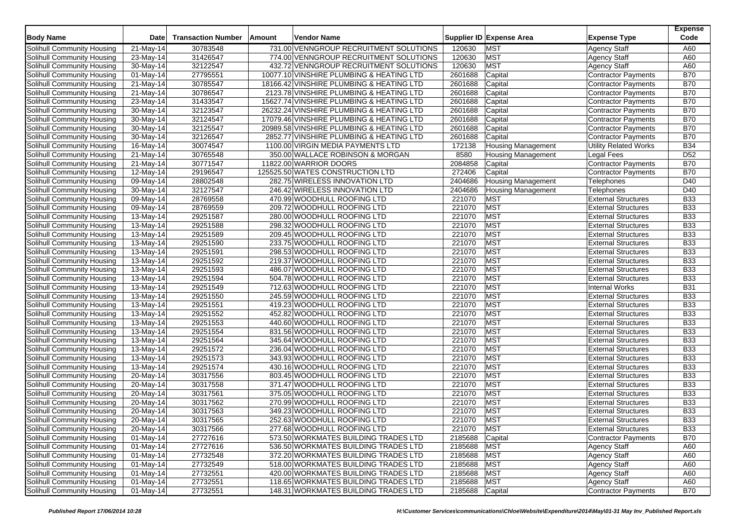| Body Name | Date | Transaction Number | Amount | Vendor Name | Supplier ID | Expense Area | Expense Type | Expense Code |
|---|---|---|---|---|---|---|---|---|
| Solihull Community Housing | 21-May-14 | 30783548 | 731.00 | VENNGROUP RECRUITMENT SOLUTIONS | 120630 | MST | Agency Staff | A60 |
| Solihull Community Housing | 23-May-14 | 31426547 | 774.00 | VENNGROUP RECRUITMENT SOLUTIONS | 120630 | MST | Agency Staff | A60 |
| Solihull Community Housing | 30-May-14 | 32122547 | 432.72 | VENNGROUP RECRUITMENT SOLUTIONS | 120630 | MST | Agency Staff | A60 |
| Solihull Community Housing | 01-May-14 | 27795551 | 10077.10 | VINSHIRE PLUMBING & HEATING LTD | 2601688 | Capital | Contractor Payments | B70 |
| Solihull Community Housing | 21-May-14 | 30785547 | 18166.42 | VINSHIRE PLUMBING & HEATING LTD | 2601688 | Capital | Contractor Payments | B70 |
| Solihull Community Housing | 21-May-14 | 30786547 | 2123.78 | VINSHIRE PLUMBING & HEATING LTD | 2601688 | Capital | Contractor Payments | B70 |
| Solihull Community Housing | 23-May-14 | 31433547 | 15627.74 | VINSHIRE PLUMBING & HEATING LTD | 2601688 | Capital | Contractor Payments | B70 |
| Solihull Community Housing | 30-May-14 | 32123547 | 26232.24 | VINSHIRE PLUMBING & HEATING LTD | 2601688 | Capital | Contractor Payments | B70 |
| Solihull Community Housing | 30-May-14 | 32124547 | 17079.46 | VINSHIRE PLUMBING & HEATING LTD | 2601688 | Capital | Contractor Payments | B70 |
| Solihull Community Housing | 30-May-14 | 32125547 | 20989.58 | VINSHIRE PLUMBING & HEATING LTD | 2601688 | Capital | Contractor Payments | B70 |
| Solihull Community Housing | 30-May-14 | 32126547 | 2852.77 | VINSHIRE PLUMBING & HEATING LTD | 2601688 | Capital | Contractor Payments | B70 |
| Solihull Community Housing | 16-May-14 | 30074547 | 1100.00 | VIRGIN MEDIA PAYMENTS LTD | 172138 | Housing Management | Utility Related Works | B34 |
| Solihull Community Housing | 21-May-14 | 30765548 | 350.00 | WALLACE ROBINSON & MORGAN | 8580 | Housing Management | Legal Fees | D52 |
| Solihull Community Housing | 21-May-14 | 30771547 | 11822.00 | WARRIOR DOORS | 2084858 | Capital | Contractor Payments | B70 |
| Solihull Community Housing | 12-May-14 | 29196547 | 125525.50 | WATES CONSTRUCTION LTD | 272406 | Capital | Contractor Payments | B70 |
| Solihull Community Housing | 09-May-14 | 28802548 | 282.75 | WIRELESS INNOVATION LTD | 2404686 | Housing Management | Telephones | D40 |
| Solihull Community Housing | 30-May-14 | 32127547 | 246.42 | WIRELESS INNOVATION LTD | 2404686 | Housing Management | Telephones | D40 |
| Solihull Community Housing | 09-May-14 | 28769558 | 470.99 | WOODHULL ROOFING LTD | 221070 | MST | External Structures | B33 |
| Solihull Community Housing | 09-May-14 | 28769559 | 209.72 | WOODHULL ROOFING LTD | 221070 | MST | External Structures | B33 |
| Solihull Community Housing | 13-May-14 | 29251587 | 280.00 | WOODHULL ROOFING LTD | 221070 | MST | External Structures | B33 |
| Solihull Community Housing | 13-May-14 | 29251588 | 298.32 | WOODHULL ROOFING LTD | 221070 | MST | External Structures | B33 |
| Solihull Community Housing | 13-May-14 | 29251589 | 209.45 | WOODHULL ROOFING LTD | 221070 | MST | External Structures | B33 |
| Solihull Community Housing | 13-May-14 | 29251590 | 233.75 | WOODHULL ROOFING LTD | 221070 | MST | External Structures | B33 |
| Solihull Community Housing | 13-May-14 | 29251591 | 298.53 | WOODHULL ROOFING LTD | 221070 | MST | External Structures | B33 |
| Solihull Community Housing | 13-May-14 | 29251592 | 219.37 | WOODHULL ROOFING LTD | 221070 | MST | External Structures | B33 |
| Solihull Community Housing | 13-May-14 | 29251593 | 486.07 | WOODHULL ROOFING LTD | 221070 | MST | External Structures | B33 |
| Solihull Community Housing | 13-May-14 | 29251594 | 504.78 | WOODHULL ROOFING LTD | 221070 | MST | External Structures | B33 |
| Solihull Community Housing | 13-May-14 | 29251549 | 712.63 | WOODHULL ROOFING LTD | 221070 | MST | Internal Works | B31 |
| Solihull Community Housing | 13-May-14 | 29251550 | 245.59 | WOODHULL ROOFING LTD | 221070 | MST | External Structures | B33 |
| Solihull Community Housing | 13-May-14 | 29251551 | 419.23 | WOODHULL ROOFING LTD | 221070 | MST | External Structures | B33 |
| Solihull Community Housing | 13-May-14 | 29251552 | 452.82 | WOODHULL ROOFING LTD | 221070 | MST | External Structures | B33 |
| Solihull Community Housing | 13-May-14 | 29251553 | 440.60 | WOODHULL ROOFING LTD | 221070 | MST | External Structures | B33 |
| Solihull Community Housing | 13-May-14 | 29251554 | 831.56 | WOODHULL ROOFING LTD | 221070 | MST | External Structures | B33 |
| Solihull Community Housing | 13-May-14 | 29251564 | 345.64 | WOODHULL ROOFING LTD | 221070 | MST | External Structures | B33 |
| Solihull Community Housing | 13-May-14 | 29251572 | 236.04 | WOODHULL ROOFING LTD | 221070 | MST | External Structures | B33 |
| Solihull Community Housing | 13-May-14 | 29251573 | 343.93 | WOODHULL ROOFING LTD | 221070 | MST | External Structures | B33 |
| Solihull Community Housing | 13-May-14 | 29251574 | 430.16 | WOODHULL ROOFING LTD | 221070 | MST | External Structures | B33 |
| Solihull Community Housing | 20-May-14 | 30317556 | 803.45 | WOODHULL ROOFING LTD | 221070 | MST | External Structures | B33 |
| Solihull Community Housing | 20-May-14 | 30317558 | 371.47 | WOODHULL ROOFING LTD | 221070 | MST | External Structures | B33 |
| Solihull Community Housing | 20-May-14 | 30317561 | 375.05 | WOODHULL ROOFING LTD | 221070 | MST | External Structures | B33 |
| Solihull Community Housing | 20-May-14 | 30317562 | 270.99 | WOODHULL ROOFING LTD | 221070 | MST | External Structures | B33 |
| Solihull Community Housing | 20-May-14 | 30317563 | 349.23 | WOODHULL ROOFING LTD | 221070 | MST | External Structures | B33 |
| Solihull Community Housing | 20-May-14 | 30317565 | 252.63 | WOODHULL ROOFING LTD | 221070 | MST | External Structures | B33 |
| Solihull Community Housing | 20-May-14 | 30317566 | 277.68 | WOODHULL ROOFING LTD | 221070 | MST | External Structures | B33 |
| Solihull Community Housing | 01-May-14 | 27727616 | 573.50 | WORKMATES BUILDING TRADES LTD | 2185688 | Capital | Contractor Payments | B70 |
| Solihull Community Housing | 01-May-14 | 27727616 | 536.50 | WORKMATES BUILDING TRADES LTD | 2185688 | MST | Agency Staff | A60 |
| Solihull Community Housing | 01-May-14 | 27732548 | 372.20 | WORKMATES BUILDING TRADES LTD | 2185688 | MST | Agency Staff | A60 |
| Solihull Community Housing | 01-May-14 | 27732549 | 518.00 | WORKMATES BUILDING TRADES LTD | 2185688 | MST | Agency Staff | A60 |
| Solihull Community Housing | 01-May-14 | 27732551 | 420.00 | WORKMATES BUILDING TRADES LTD | 2185688 | MST | Agency Staff | A60 |
| Solihull Community Housing | 01-May-14 | 27732551 | 118.65 | WORKMATES BUILDING TRADES LTD | 2185688 | MST | Agency Staff | A60 |
| Solihull Community Housing | 01-May-14 | 27732551 | 148.31 | WORKMATES BUILDING TRADES LTD | 2185688 | Capital | Contractor Payments | B70 |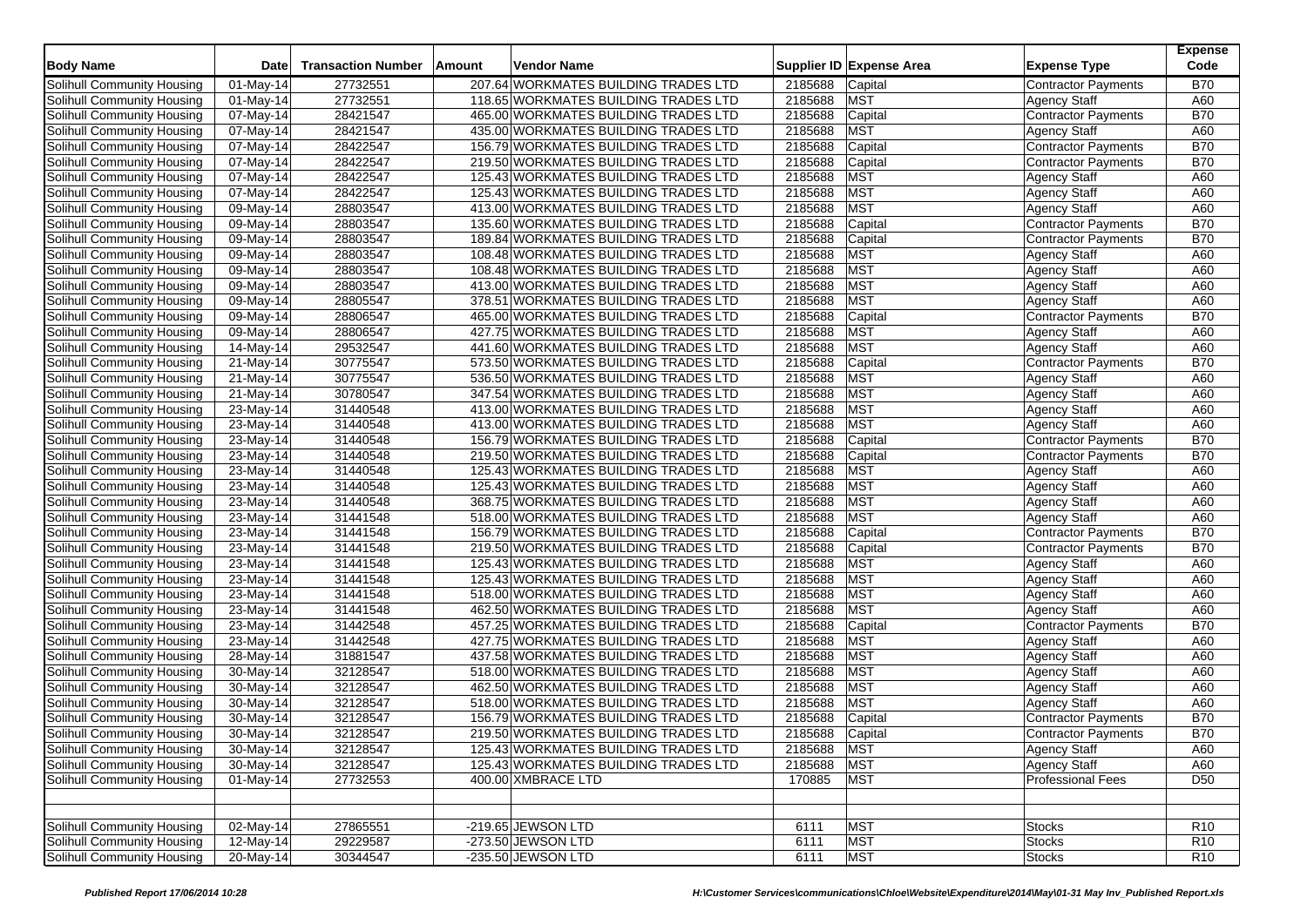| Body Name | Date | Transaction Number | Amount | Vendor Name | Supplier ID | Expense Area | Expense Type | Expense Code |
|---|---|---|---|---|---|---|---|---|
| Solihull Community Housing | 01-May-14 | 27732551 | 207.64 | WORKMATES BUILDING TRADES LTD | 2185688 | Capital | Contractor Payments | B70 |
| Solihull Community Housing | 01-May-14 | 27732551 | 118.65 | WORKMATES BUILDING TRADES LTD | 2185688 | MST | Agency Staff | A60 |
| Solihull Community Housing | 07-May-14 | 28421547 | 465.00 | WORKMATES BUILDING TRADES LTD | 2185688 | Capital | Contractor Payments | B70 |
| Solihull Community Housing | 07-May-14 | 28421547 | 435.00 | WORKMATES BUILDING TRADES LTD | 2185688 | MST | Agency Staff | A60 |
| Solihull Community Housing | 07-May-14 | 28422547 | 156.79 | WORKMATES BUILDING TRADES LTD | 2185688 | Capital | Contractor Payments | B70 |
| Solihull Community Housing | 07-May-14 | 28422547 | 219.50 | WORKMATES BUILDING TRADES LTD | 2185688 | Capital | Contractor Payments | B70 |
| Solihull Community Housing | 07-May-14 | 28422547 | 125.43 | WORKMATES BUILDING TRADES LTD | 2185688 | MST | Agency Staff | A60 |
| Solihull Community Housing | 07-May-14 | 28422547 | 125.43 | WORKMATES BUILDING TRADES LTD | 2185688 | MST | Agency Staff | A60 |
| Solihull Community Housing | 09-May-14 | 28803547 | 413.00 | WORKMATES BUILDING TRADES LTD | 2185688 | MST | Agency Staff | A60 |
| Solihull Community Housing | 09-May-14 | 28803547 | 135.60 | WORKMATES BUILDING TRADES LTD | 2185688 | Capital | Contractor Payments | B70 |
| Solihull Community Housing | 09-May-14 | 28803547 | 189.84 | WORKMATES BUILDING TRADES LTD | 2185688 | Capital | Contractor Payments | B70 |
| Solihull Community Housing | 09-May-14 | 28803547 | 108.48 | WORKMATES BUILDING TRADES LTD | 2185688 | MST | Agency Staff | A60 |
| Solihull Community Housing | 09-May-14 | 28803547 | 108.48 | WORKMATES BUILDING TRADES LTD | 2185688 | MST | Agency Staff | A60 |
| Solihull Community Housing | 09-May-14 | 28803547 | 413.00 | WORKMATES BUILDING TRADES LTD | 2185688 | MST | Agency Staff | A60 |
| Solihull Community Housing | 09-May-14 | 28805547 | 378.51 | WORKMATES BUILDING TRADES LTD | 2185688 | MST | Agency Staff | A60 |
| Solihull Community Housing | 09-May-14 | 28806547 | 465.00 | WORKMATES BUILDING TRADES LTD | 2185688 | Capital | Contractor Payments | B70 |
| Solihull Community Housing | 09-May-14 | 28806547 | 427.75 | WORKMATES BUILDING TRADES LTD | 2185688 | MST | Agency Staff | A60 |
| Solihull Community Housing | 14-May-14 | 29532547 | 441.60 | WORKMATES BUILDING TRADES LTD | 2185688 | MST | Agency Staff | A60 |
| Solihull Community Housing | 21-May-14 | 30775547 | 573.50 | WORKMATES BUILDING TRADES LTD | 2185688 | Capital | Contractor Payments | B70 |
| Solihull Community Housing | 21-May-14 | 30775547 | 536.50 | WORKMATES BUILDING TRADES LTD | 2185688 | MST | Agency Staff | A60 |
| Solihull Community Housing | 21-May-14 | 30780547 | 347.54 | WORKMATES BUILDING TRADES LTD | 2185688 | MST | Agency Staff | A60 |
| Solihull Community Housing | 23-May-14 | 31440548 | 413.00 | WORKMATES BUILDING TRADES LTD | 2185688 | MST | Agency Staff | A60 |
| Solihull Community Housing | 23-May-14 | 31440548 | 413.00 | WORKMATES BUILDING TRADES LTD | 2185688 | MST | Agency Staff | A60 |
| Solihull Community Housing | 23-May-14 | 31440548 | 156.79 | WORKMATES BUILDING TRADES LTD | 2185688 | Capital | Contractor Payments | B70 |
| Solihull Community Housing | 23-May-14 | 31440548 | 219.50 | WORKMATES BUILDING TRADES LTD | 2185688 | Capital | Contractor Payments | B70 |
| Solihull Community Housing | 23-May-14 | 31440548 | 125.43 | WORKMATES BUILDING TRADES LTD | 2185688 | MST | Agency Staff | A60 |
| Solihull Community Housing | 23-May-14 | 31440548 | 125.43 | WORKMATES BUILDING TRADES LTD | 2185688 | MST | Agency Staff | A60 |
| Solihull Community Housing | 23-May-14 | 31440548 | 368.75 | WORKMATES BUILDING TRADES LTD | 2185688 | MST | Agency Staff | A60 |
| Solihull Community Housing | 23-May-14 | 31441548 | 518.00 | WORKMATES BUILDING TRADES LTD | 2185688 | MST | Agency Staff | A60 |
| Solihull Community Housing | 23-May-14 | 31441548 | 156.79 | WORKMATES BUILDING TRADES LTD | 2185688 | Capital | Contractor Payments | B70 |
| Solihull Community Housing | 23-May-14 | 31441548 | 219.50 | WORKMATES BUILDING TRADES LTD | 2185688 | Capital | Contractor Payments | B70 |
| Solihull Community Housing | 23-May-14 | 31441548 | 125.43 | WORKMATES BUILDING TRADES LTD | 2185688 | MST | Agency Staff | A60 |
| Solihull Community Housing | 23-May-14 | 31441548 | 125.43 | WORKMATES BUILDING TRADES LTD | 2185688 | MST | Agency Staff | A60 |
| Solihull Community Housing | 23-May-14 | 31441548 | 518.00 | WORKMATES BUILDING TRADES LTD | 2185688 | MST | Agency Staff | A60 |
| Solihull Community Housing | 23-May-14 | 31441548 | 462.50 | WORKMATES BUILDING TRADES LTD | 2185688 | MST | Agency Staff | A60 |
| Solihull Community Housing | 23-May-14 | 31442548 | 457.25 | WORKMATES BUILDING TRADES LTD | 2185688 | Capital | Contractor Payments | B70 |
| Solihull Community Housing | 23-May-14 | 31442548 | 427.75 | WORKMATES BUILDING TRADES LTD | 2185688 | MST | Agency Staff | A60 |
| Solihull Community Housing | 28-May-14 | 31881547 | 437.58 | WORKMATES BUILDING TRADES LTD | 2185688 | MST | Agency Staff | A60 |
| Solihull Community Housing | 30-May-14 | 32128547 | 518.00 | WORKMATES BUILDING TRADES LTD | 2185688 | MST | Agency Staff | A60 |
| Solihull Community Housing | 30-May-14 | 32128547 | 462.50 | WORKMATES BUILDING TRADES LTD | 2185688 | MST | Agency Staff | A60 |
| Solihull Community Housing | 30-May-14 | 32128547 | 518.00 | WORKMATES BUILDING TRADES LTD | 2185688 | MST | Agency Staff | A60 |
| Solihull Community Housing | 30-May-14 | 32128547 | 156.79 | WORKMATES BUILDING TRADES LTD | 2185688 | Capital | Contractor Payments | B70 |
| Solihull Community Housing | 30-May-14 | 32128547 | 219.50 | WORKMATES BUILDING TRADES LTD | 2185688 | Capital | Contractor Payments | B70 |
| Solihull Community Housing | 30-May-14 | 32128547 | 125.43 | WORKMATES BUILDING TRADES LTD | 2185688 | MST | Agency Staff | A60 |
| Solihull Community Housing | 30-May-14 | 32128547 | 125.43 | WORKMATES BUILDING TRADES LTD | 2185688 | MST | Agency Staff | A60 |
| Solihull Community Housing | 01-May-14 | 27732553 | 400.00 | XMBRACE LTD | 170885 | MST | Professional Fees | D50 |
| | | | | | | | | |
| | | | | | | | | |
| Solihull Community Housing | 02-May-14 | 27865551 | -219.65 | JEWSON LTD | 6111 | MST | Stocks | R10 |
| Solihull Community Housing | 12-May-14 | 29229587 | -273.50 | JEWSON LTD | 6111 | MST | Stocks | R10 |
| Solihull Community Housing | 20-May-14 | 30344547 | -235.50 | JEWSON LTD | 6111 | MST | Stocks | R10 |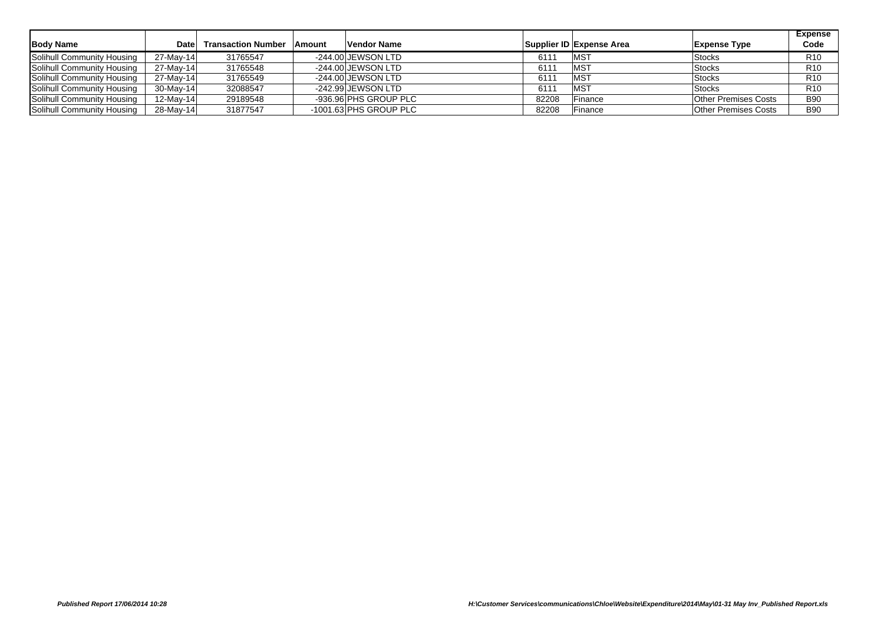| Body Name | Date | Transaction Number | Amount | Vendor Name | Supplier ID | Expense Area | Expense Type | Expense Code |
|---|---|---|---|---|---|---|---|---|
| Solihull Community Housing | 27-May-14 | 31765547 | -244.00 | JEWSON LTD | 6111 | MST | Stocks | R10 |
| Solihull Community Housing | 27-May-14 | 31765548 | -244.00 | JEWSON LTD | 6111 | MST | Stocks | R10 |
| Solihull Community Housing | 27-May-14 | 31765549 | -244.00 | JEWSON LTD | 6111 | MST | Stocks | R10 |
| Solihull Community Housing | 30-May-14 | 32088547 | -242.99 | JEWSON LTD | 6111 | MST | Stocks | R10 |
| Solihull Community Housing | 12-May-14 | 29189548 | -936.96 | PHS GROUP PLC | 82208 | Finance | Other Premises Costs | B90 |
| Solihull Community Housing | 28-May-14 | 31877547 | -1001.63 | PHS GROUP PLC | 82208 | Finance | Other Premises Costs | B90 |

*Published Report 17/06/2014 10:28*

*H:\Customer Services\communications\Chloe\Website\Expenditure\2014\May\01-31 May Inv_Published Report.xls*